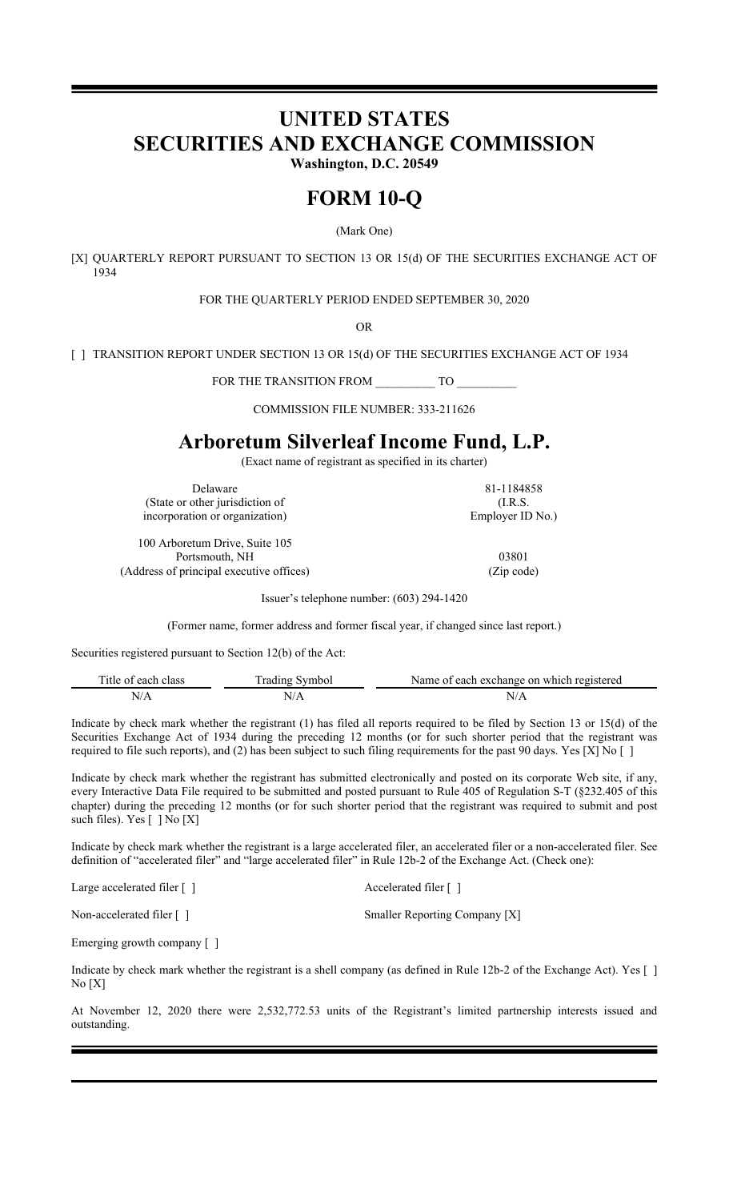# UNITED STATES
# SECURITIES AND EXCHANGE COMMISSION

**Washington, D.C. 20549**

# FORM 10-Q

(Mark One)

[X] QUARTERLY REPORT PURSUANT TO SECTION 13 OR 15(d) OF THE SECURITIES EXCHANGE ACT OF 1934

FOR THE QUARTERLY PERIOD ENDED SEPTEMBER 30, 2020

OR

[ ] TRANSITION REPORT UNDER SECTION 13 OR 15(d) OF THE SECURITIES EXCHANGE ACT OF 1934

FOR THE TRANSITION FROM __________ TO __________

COMMISSION FILE NUMBER: 333-211626

# Arboretum Silverleaf Income Fund, L.P.

(Exact name of registrant as specified in its charter)

| | |
|---|---|
| Delaware<br>(State or other jurisdiction of incorporation or organization) | 81-1184858<br>(I.R.S. Employer ID No.) |
| 100 Arboretum Drive, Suite 105<br>Portsmouth, NH<br>(Address of principal executive offices) | 03801<br>(Zip code) |

Issuer's telephone number: (603) 294-1420

(Former name, former address and former fiscal year, if changed since last report.)

Securities registered pursuant to Section 12(b) of the Act:

| Title of each class | Trading Symbol | Name of each exchange on which registered |
|---|---|---|
| N/A | N/A | N/A |

Indicate by check mark whether the registrant (1) has filed all reports required to be filed by Section 13 or 15(d) of the Securities Exchange Act of 1934 during the preceding 12 months (or for such shorter period that the registrant was required to file such reports), and (2) has been subject to such filing requirements for the past 90 days. Yes [X] No [ ]

Indicate by check mark whether the registrant has submitted electronically and posted on its corporate Web site, if any, every Interactive Data File required to be submitted and posted pursuant to Rule 405 of Regulation S-T (§232.405 of this chapter) during the preceding 12 months (or for such shorter period that the registrant was required to submit and post such files). Yes [ ] No [X]

Indicate by check mark whether the registrant is a large accelerated filer, an accelerated filer or a non-accelerated filer. See definition of "accelerated filer" and "large accelerated filer" in Rule 12b-2 of the Exchange Act. (Check one):

| | |
|---|---|
| Large accelerated filer [ ] | Accelerated filer [ ] |
| Non-accelerated filer [ ] | Smaller Reporting Company [X] |

Emerging growth company [ ]

Indicate by check mark whether the registrant is a shell company (as defined in Rule 12b-2 of the Exchange Act). Yes [ ] No [X]

At November 12, 2020 there were 2,532,772.53 units of the Registrant's limited partnership interests issued and outstanding.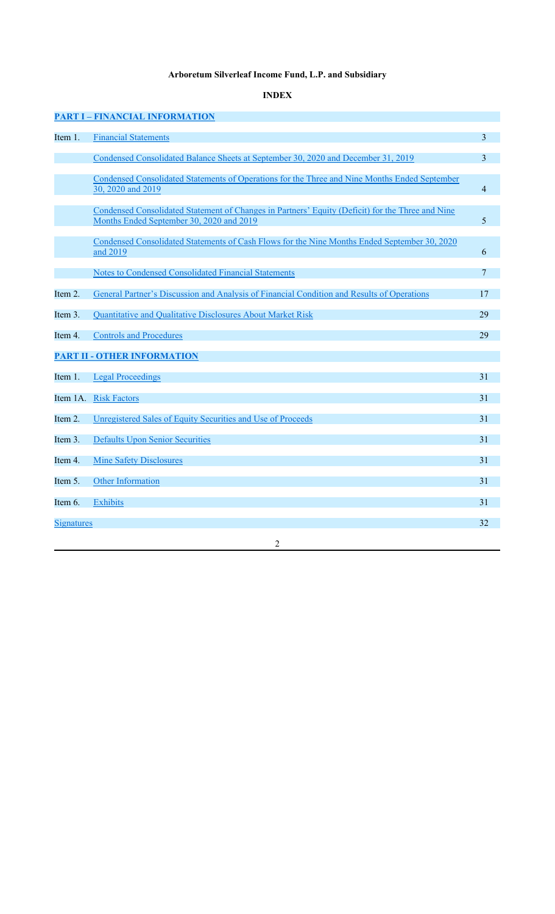**Arboretum Silverleaf Income Fund, L.P. and Subsidiary**

**INDEX**

| | | |
|---|---|---|
| **PART I – FINANCIAL INFORMATION** | | |
| Item 1. | Financial Statements | 3 |
| | Condensed Consolidated Balance Sheets at September 30, 2020 and December 31, 2019 | 3 |
| | Condensed Consolidated Statements of Operations for the Three and Nine Months Ended September 30, 2020 and 2019 | 4 |
| | Condensed Consolidated Statement of Changes in Partners' Equity (Deficit) for the Three and Nine Months Ended September 30, 2020 and 2019 | 5 |
| | Condensed Consolidated Statements of Cash Flows for the Nine Months Ended September 30, 2020 and 2019 | 6 |
| | Notes to Condensed Consolidated Financial Statements | 7 |
| Item 2. | General Partner's Discussion and Analysis of Financial Condition and Results of Operations | 17 |
| Item 3. | Quantitative and Qualitative Disclosures About Market Risk | 29 |
| Item 4. | Controls and Procedures | 29 |
| **PART II - OTHER INFORMATION** | | |
| Item 1. | Legal Proceedings | 31 |
| Item 1A. | Risk Factors | 31 |
| Item 2. | Unregistered Sales of Equity Securities and Use of Proceeds | 31 |
| Item 3. | Defaults Upon Senior Securities | 31 |
| Item 4. | Mine Safety Disclosures | 31 |
| Item 5. | Other Information | 31 |
| Item 6. | Exhibits | 31 |
| Signatures | | 32 |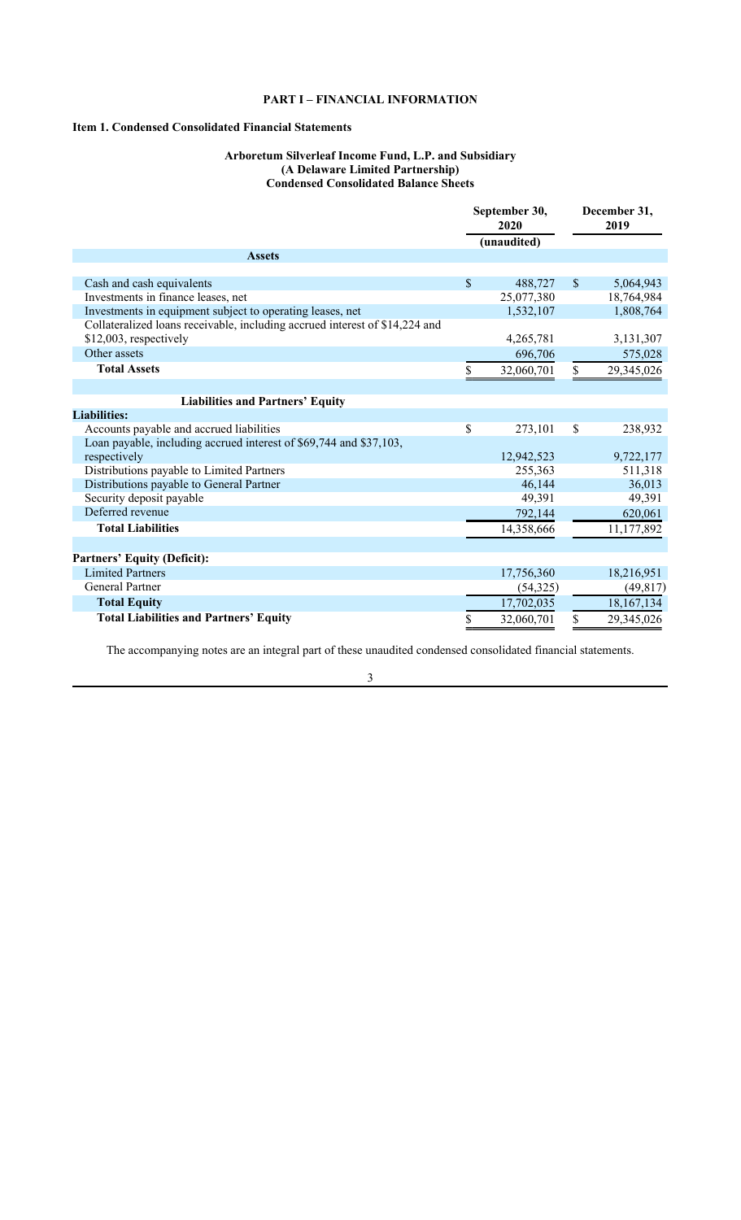# PART I – FINANCIAL INFORMATION

## Item 1. Condensed Consolidated Financial Statements

**Arboretum Silverleaf Income Fund, L.P. and Subsidiary**
**(A Delaware Limited Partnership)**
**Condensed Consolidated Balance Sheets**

| | September 30, 2020 | December 31, 2019 |
|---|---|---|
| | (unaudited) | |
| **Assets** | | |
| Cash and cash equivalents | $ 488,727 | $ 5,064,943 |
| Investments in finance leases, net | 25,077,380 | 18,764,984 |
| Investments in equipment subject to operating leases, net | 1,532,107 | 1,808,764 |
| Collateralized loans receivable, including accrued interest of $14,224 and $12,003, respectively | 4,265,781 | 3,131,307 |
| Other assets | 696,706 | 575,028 |
| **Total Assets** | $ 32,060,701 | $ 29,345,026 |
| **Liabilities and Partners' Equity** | | |
| **Liabilities:** | | |
| Accounts payable and accrued liabilities | $ 273,101 | $ 238,932 |
| Loan payable, including accrued interest of $69,744 and $37,103, respectively | 12,942,523 | 9,722,177 |
| Distributions payable to Limited Partners | 255,363 | 511,318 |
| Distributions payable to General Partner | 46,144 | 36,013 |
| Security deposit payable | 49,391 | 49,391 |
| Deferred revenue | 792,144 | 620,061 |
| **Total Liabilities** | 14,358,666 | 11,177,892 |
| **Partners' Equity (Deficit):** | | |
| Limited Partners | 17,756,360 | 18,216,951 |
| General Partner | (54,325) | (49,817) |
| **Total Equity** | 17,702,035 | 18,167,134 |
| **Total Liabilities and Partners' Equity** | $ 32,060,701 | $ 29,345,026 |

The accompanying notes are an integral part of these unaudited condensed consolidated financial statements.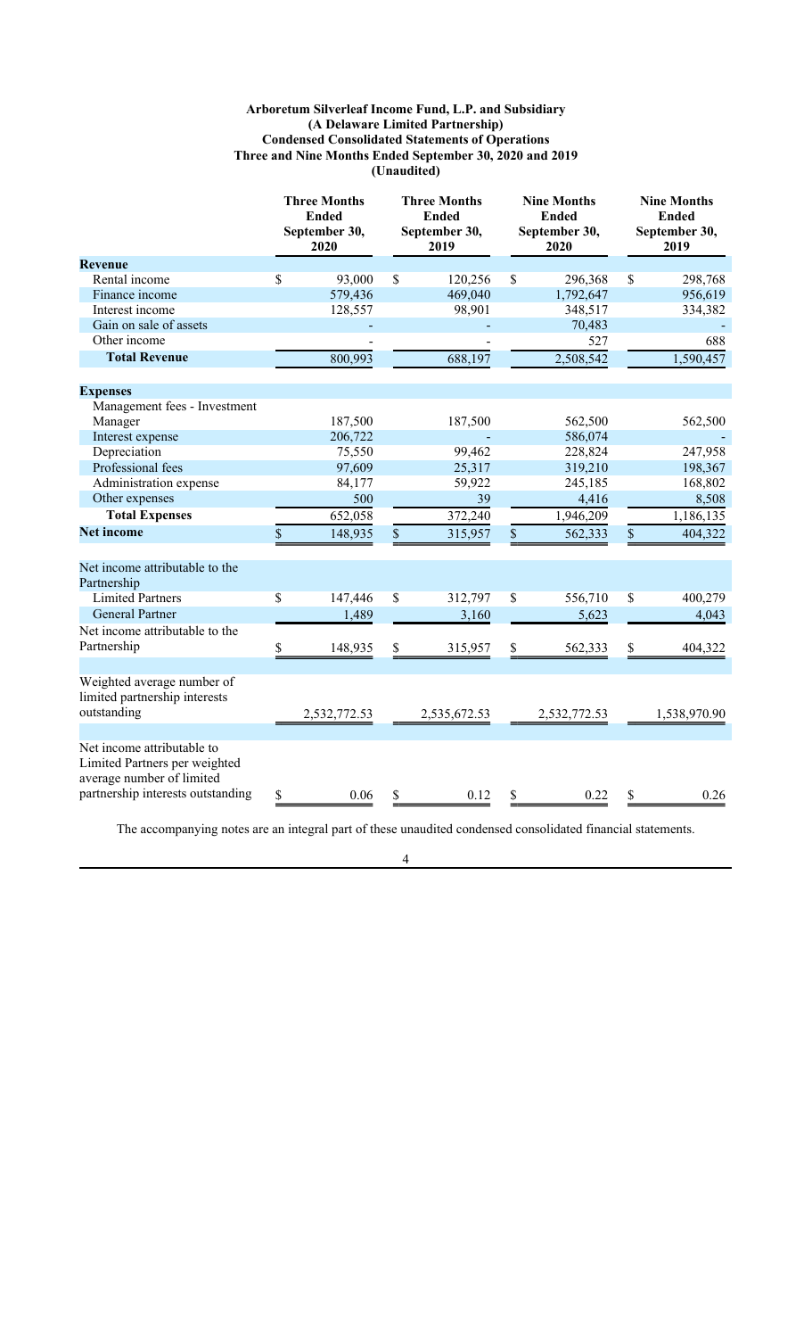**Arboretum Silverleaf Income Fund, L.P. and Subsidiary**
**(A Delaware Limited Partnership)**
**Condensed Consolidated Statements of Operations**
**Three and Nine Months Ended September 30, 2020 and 2019**
**(Unaudited)**

| | Three Months Ended September 30, 2020 | Three Months Ended September 30, 2019 | Nine Months Ended September 30, 2020 | Nine Months Ended September 30, 2019 |
|---|---|---|---|---|
| **Revenue** | | | | |
| Rental income | $ 93,000 | $ 120,256 | $ 296,368 | $ 298,768 |
| Finance income | 579,436 | 469,040 | 1,792,647 | 956,619 |
| Interest income | 128,557 | 98,901 | 348,517 | 334,382 |
| Gain on sale of assets | - | - | 70,483 | - |
| Other income | - | - | 527 | 688 |
| **Total Revenue** | 800,993 | 688,197 | 2,508,542 | 1,590,457 |
| **Expenses** | | | | |
| Management fees - Investment Manager | 187,500 | 187,500 | 562,500 | 562,500 |
| Interest expense | 206,722 | - | 586,074 | - |
| Depreciation | 75,550 | 99,462 | 228,824 | 247,958 |
| Professional fees | 97,609 | 25,317 | 319,210 | 198,367 |
| Administration expense | 84,177 | 59,922 | 245,185 | 168,802 |
| Other expenses | 500 | 39 | 4,416 | 8,508 |
| **Total Expenses** | 652,058 | 372,240 | 1,946,209 | 1,186,135 |
| **Net income** | $ 148,935 | $ 315,957 | $ 562,333 | $ 404,322 |
| Net income attributable to the Partnership | | | | |
| Limited Partners | $ 147,446 | $ 312,797 | $ 556,710 | $ 400,279 |
| General Partner | 1,489 | 3,160 | 5,623 | 4,043 |
| Net income attributable to the Partnership | $ 148,935 | $ 315,957 | $ 562,333 | $ 404,322 |
| Weighted average number of limited partnership interests outstanding | 2,532,772.53 | 2,535,672.53 | 2,532,772.53 | 1,538,970.90 |
| Net income attributable to Limited Partners per weighted average number of limited partnership interests outstanding | $ 0.06 | $ 0.12 | $ 0.22 | $ 0.26 |

The accompanying notes are an integral part of these unaudited condensed consolidated financial statements.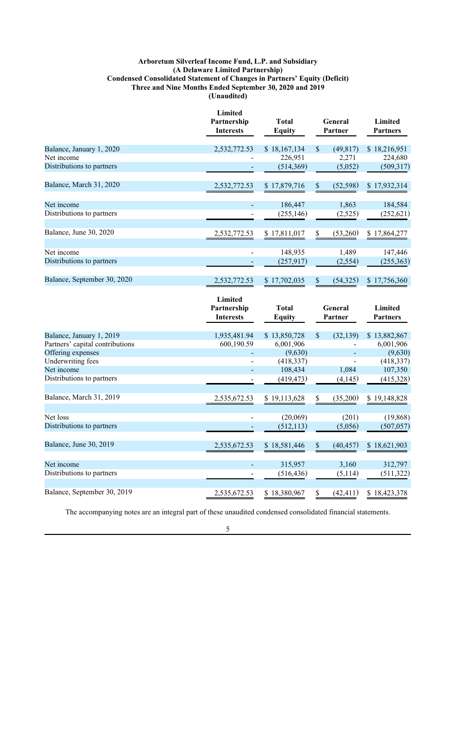**Arboretum Silverleaf Income Fund, L.P. and Subsidiary**
**(A Delaware Limited Partnership)**
**Condensed Consolidated Statement of Changes in Partners' Equity (Deficit)**
**Three and Nine Months Ended September 30, 2020 and 2019**
**(Unaudited)**

| | Limited Partnership Interests | Total Equity | General Partner | Limited Partners |
|---|---|---|---|---|
| Balance, January 1, 2020 | 2,532,772.53 | $ 18,167,134 | $ (49,817) | $ 18,216,951 |
| Net income | - | 226,951 | 2,271 | 224,680 |
| Distributions to partners | - | (514,369) | (5,052) | (509,317) |
| Balance, March 31, 2020 | 2,532,772.53 | $ 17,879,716 | $ (52,598) | $ 17,932,314 |
| Net income | - | 186,447 | 1,863 | 184,584 |
| Distributions to partners | - | (255,146) | (2,525) | (252,621) |
| Balance, June 30, 2020 | 2,532,772.53 | $ 17,811,017 | $ (53,260) | $ 17,864,277 |
| Net income | - | 148,935 | 1,489 | 147,446 |
| Distributions to partners | - | (257,917) | (2,554) | (255,363) |
| Balance, September 30, 2020 | 2,532,772.53 | $ 17,702,035 | $ (54,325) | $ 17,756,360 |

| | Limited Partnership Interests | Total Equity | General Partner | Limited Partners |
|---|---|---|---|---|
| Balance, January 1, 2019 | 1,935,481.94 | $ 13,850,728 | $ (32,139) | $ 13,882,867 |
| Partners' capital contributions | 600,190.59 | 6,001,906 | - | 6,001,906 |
| Offering expenses | - | (9,630) | - | (9,630) |
| Underwriting fees | - | (418,337) | - | (418,337) |
| Net income | - | 108,434 | 1,084 | 107,350 |
| Distributions to partners | - | (419,473) | (4,145) | (415,328) |
| Balance, March 31, 2019 | 2,535,672.53 | $ 19,113,628 | $ (35,200) | $ 19,148,828 |
| Net loss | - | (20,069) | (201) | (19,868) |
| Distributions to partners | - | (512,113) | (5,056) | (507,057) |
| Balance, June 30, 2019 | 2,535,672.53 | $ 18,581,446 | $ (40,457) | $ 18,621,903 |
| Net income | - | 315,957 | 3,160 | 312,797 |
| Distributions to partners | - | (516,436) | (5,114) | (511,322) |
| Balance, September 30, 2019 | 2,535,672.53 | $ 18,380,967 | $ (42,411) | $ 18,423,378 |

The accompanying notes are an integral part of these unaudited condensed consolidated financial statements.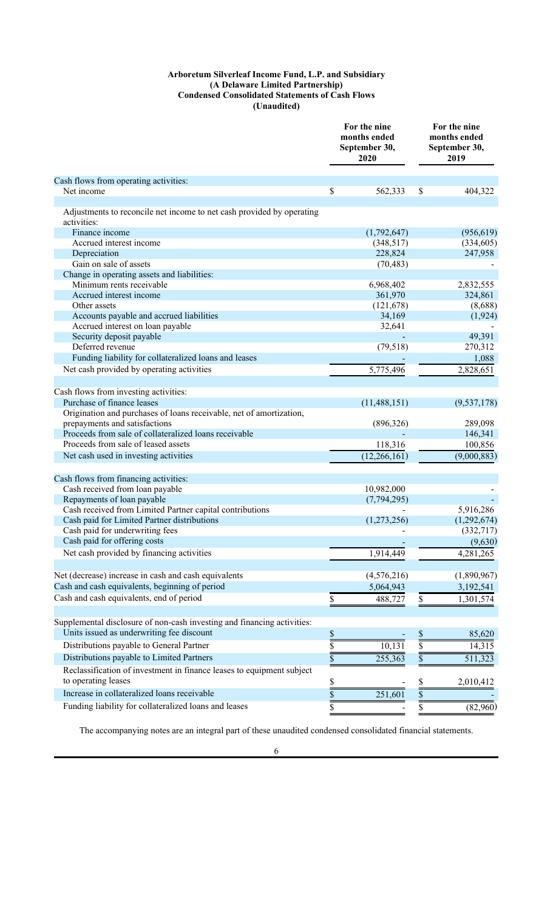**Arboretum Silverleaf Income Fund, L.P. and Subsidiary**
**(A Delaware Limited Partnership)**
**Condensed Consolidated Statements of Cash Flows**
**(Unaudited)**

| | For the nine months ended September 30, 2020 | For the nine months ended September 30, 2019 |
|---|---|---|
| Cash flows from operating activities: | | |
| Net income | $ 562,333 | $ 404,322 |
| Adjustments to reconcile net income to net cash provided by operating activities: | | |
| Finance income | (1,792,647) | (956,619) |
| Accrued interest income | (348,517) | (334,605) |
| Depreciation | 228,824 | 247,958 |
| Gain on sale of assets | (70,483) | - |
| Change in operating assets and liabilities: | | |
| Minimum rents receivable | 6,968,402 | 2,832,555 |
| Accrued interest income | 361,970 | 324,861 |
| Other assets | (121,678) | (8,688) |
| Accounts payable and accrued liabilities | 34,169 | (1,924) |
| Accrued interest on loan payable | 32,641 | - |
| Security deposit payable | - | 49,391 |
| Deferred revenue | (79,518) | 270,312 |
| Funding liability for collateralized loans and leases | - | 1,088 |
| Net cash provided by operating activities | 5,775,496 | 2,828,651 |
| Cash flows from investing activities: | | |
| Purchase of finance leases | (11,488,151) | (9,537,178) |
| Origination and purchases of loans receivable, net of amortization, prepayments and satisfactions | (896,326) | 289,098 |
| Proceeds from sale of collateralized loans receivable | - | 146,341 |
| Proceeds from sale of leased assets | 118,316 | 100,856 |
| Net cash used in investing activities | (12,266,161) | (9,000,883) |
| Cash flows from financing activities: | | |
| Cash received from loan payable | 10,982,000 | - |
| Repayments of loan payable | (7,794,295) | - |
| Cash received from Limited Partner capital contributions | - | 5,916,286 |
| Cash paid for Limited Partner distributions | (1,273,256) | (1,292,674) |
| Cash paid for underwriting fees | - | (332,717) |
| Cash paid for offering costs | - | (9,630) |
| Net cash provided by financing activities | 1,914,449 | 4,281,265 |
| Net (decrease) increase in cash and cash equivalents | (4,576,216) | (1,890,967) |
| Cash and cash equivalents, beginning of period | 5,064,943 | 3,192,541 |
| Cash and cash equivalents, end of period | $ 488,727 | $ 1,301,574 |
| Supplemental disclosure of non-cash investing and financing activities: | | |
| Units issued as underwriting fee discount | $ - | $ 85,620 |
| Distributions payable to General Partner | $ 10,131 | $ 14,315 |
| Distributions payable to Limited Partners | $ 255,363 | $ 511,323 |
| Reclassification of investment in finance leases to equipment subject to operating leases | $ - | $ 2,010,412 |
| Increase in collateralized loans receivable | $ 251,601 | $ - |
| Funding liability for collateralized loans and leases | $ - | $ (82,960) |

The accompanying notes are an integral part of these unaudited condensed consolidated financial statements.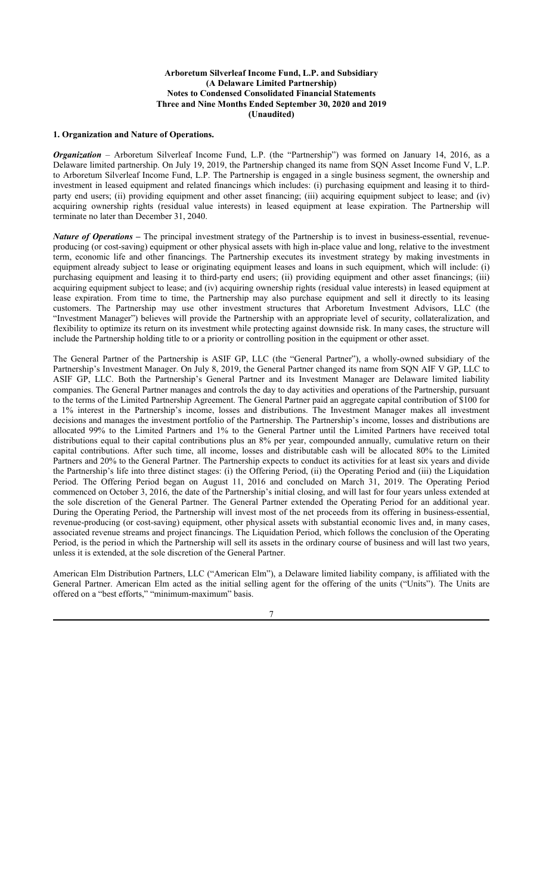**Arboretum Silverleaf Income Fund, L.P. and Subsidiary**
**(A Delaware Limited Partnership)**
**Notes to Condensed Consolidated Financial Statements**
**Three and Nine Months Ended September 30, 2020 and 2019**
**(Unaudited)**

## 1. Organization and Nature of Operations.

***Organization*** – Arboretum Silverleaf Income Fund, L.P. (the "Partnership") was formed on January 14, 2016, as a Delaware limited partnership. On July 19, 2019, the Partnership changed its name from SQN Asset Income Fund V, L.P. to Arboretum Silverleaf Income Fund, L.P. The Partnership is engaged in a single business segment, the ownership and investment in leased equipment and related financings which includes: (i) purchasing equipment and leasing it to third-party end users; (ii) providing equipment and other asset financing; (iii) acquiring equipment subject to lease; and (iv) acquiring ownership rights (residual value interests) in leased equipment at lease expiration. The Partnership will terminate no later than December 31, 2040.

***Nature of Operations*** – The principal investment strategy of the Partnership is to invest in business-essential, revenue-producing (or cost-saving) equipment or other physical assets with high in-place value and long, relative to the investment term, economic life and other financings. The Partnership executes its investment strategy by making investments in equipment already subject to lease or originating equipment leases and loans in such equipment, which will include: (i) purchasing equipment and leasing it to third-party end users; (ii) providing equipment and other asset financings; (iii) acquiring equipment subject to lease; and (iv) acquiring ownership rights (residual value interests) in leased equipment at lease expiration. From time to time, the Partnership may also purchase equipment and sell it directly to its leasing customers. The Partnership may use other investment structures that Arboretum Investment Advisors, LLC (the "Investment Manager") believes will provide the Partnership with an appropriate level of security, collateralization, and flexibility to optimize its return on its investment while protecting against downside risk. In many cases, the structure will include the Partnership holding title to or a priority or controlling position in the equipment or other asset.

The General Partner of the Partnership is ASIF GP, LLC (the "General Partner"), a wholly-owned subsidiary of the Partnership's Investment Manager. On July 8, 2019, the General Partner changed its name from SQN AIF V GP, LLC to ASIF GP, LLC. Both the Partnership's General Partner and its Investment Manager are Delaware limited liability companies. The General Partner manages and controls the day to day activities and operations of the Partnership, pursuant to the terms of the Limited Partnership Agreement. The General Partner paid an aggregate capital contribution of $100 for a 1% interest in the Partnership's income, losses and distributions. The Investment Manager makes all investment decisions and manages the investment portfolio of the Partnership. The Partnership's income, losses and distributions are allocated 99% to the Limited Partners and 1% to the General Partner until the Limited Partners have received total distributions equal to their capital contributions plus an 8% per year, compounded annually, cumulative return on their capital contributions. After such time, all income, losses and distributable cash will be allocated 80% to the Limited Partners and 20% to the General Partner. The Partnership expects to conduct its activities for at least six years and divide the Partnership's life into three distinct stages: (i) the Offering Period, (ii) the Operating Period and (iii) the Liquidation Period. The Offering Period began on August 11, 2016 and concluded on March 31, 2019. The Operating Period commenced on October 3, 2016, the date of the Partnership's initial closing, and will last for four years unless extended at the sole discretion of the General Partner. The General Partner extended the Operating Period for an additional year. During the Operating Period, the Partnership will invest most of the net proceeds from its offering in business-essential, revenue-producing (or cost-saving) equipment, other physical assets with substantial economic lives and, in many cases, associated revenue streams and project financings. The Liquidation Period, which follows the conclusion of the Operating Period, is the period in which the Partnership will sell its assets in the ordinary course of business and will last two years, unless it is extended, at the sole discretion of the General Partner.

American Elm Distribution Partners, LLC ("American Elm"), a Delaware limited liability company, is affiliated with the General Partner. American Elm acted as the initial selling agent for the offering of the units ("Units"). The Units are offered on a "best efforts," "minimum-maximum" basis.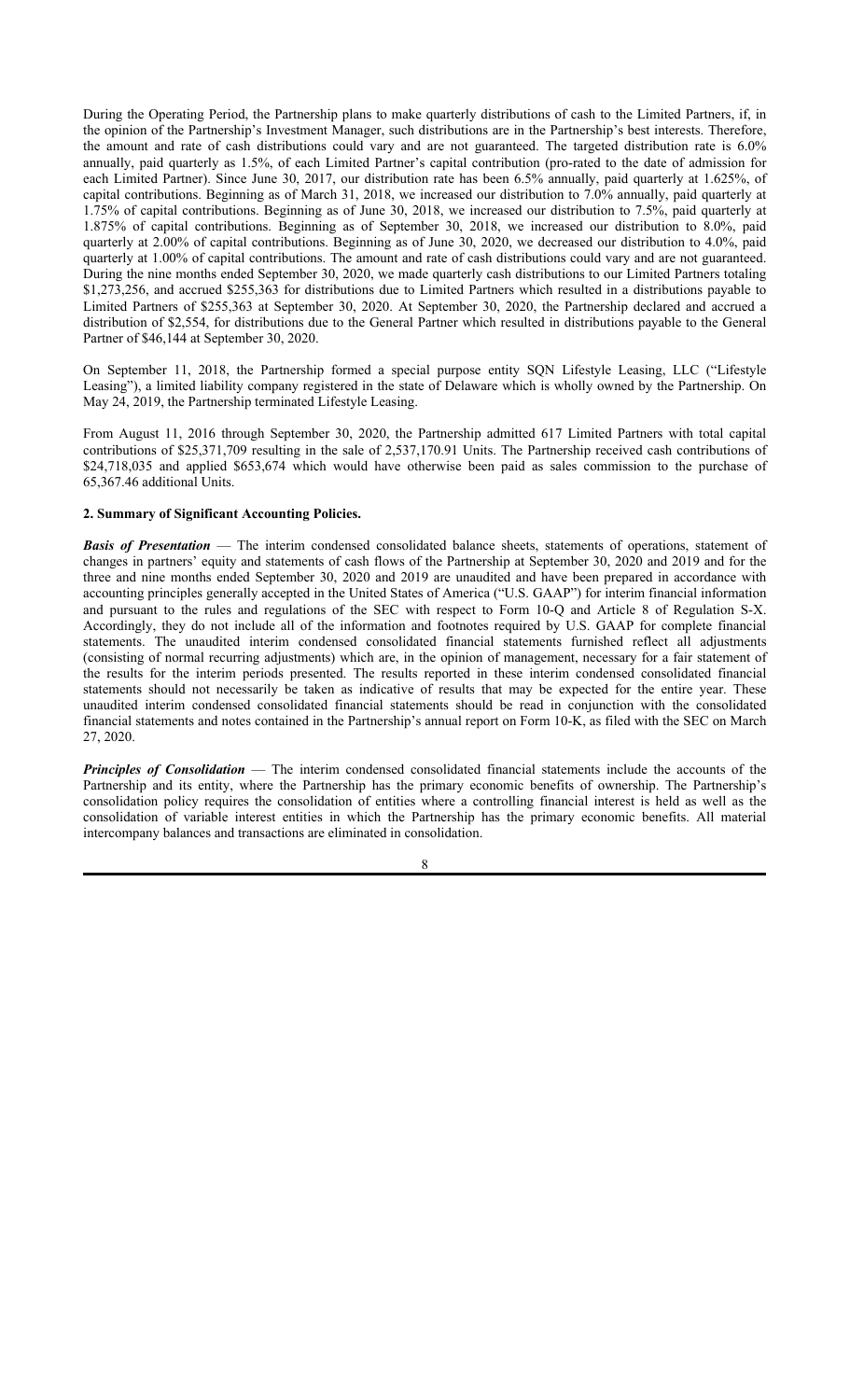During the Operating Period, the Partnership plans to make quarterly distributions of cash to the Limited Partners, if, in the opinion of the Partnership's Investment Manager, such distributions are in the Partnership's best interests. Therefore, the amount and rate of cash distributions could vary and are not guaranteed. The targeted distribution rate is 6.0% annually, paid quarterly as 1.5%, of each Limited Partner's capital contribution (pro-rated to the date of admission for each Limited Partner). Since June 30, 2017, our distribution rate has been 6.5% annually, paid quarterly at 1.625%, of capital contributions. Beginning as of March 31, 2018, we increased our distribution to 7.0% annually, paid quarterly at 1.75% of capital contributions. Beginning as of June 30, 2018, we increased our distribution to 7.5%, paid quarterly at 1.875% of capital contributions. Beginning as of September 30, 2018, we increased our distribution to 8.0%, paid quarterly at 2.00% of capital contributions. Beginning as of June 30, 2020, we decreased our distribution to 4.0%, paid quarterly at 1.00% of capital contributions. The amount and rate of cash distributions could vary and are not guaranteed. During the nine months ended September 30, 2020, we made quarterly cash distributions to our Limited Partners totaling $1,273,256, and accrued $255,363 for distributions due to Limited Partners which resulted in a distributions payable to Limited Partners of $255,363 at September 30, 2020. At September 30, 2020, the Partnership declared and accrued a distribution of $2,554, for distributions due to the General Partner which resulted in distributions payable to the General Partner of $46,144 at September 30, 2020.

On September 11, 2018, the Partnership formed a special purpose entity SQN Lifestyle Leasing, LLC ("Lifestyle Leasing"), a limited liability company registered in the state of Delaware which is wholly owned by the Partnership. On May 24, 2019, the Partnership terminated Lifestyle Leasing.

From August 11, 2016 through September 30, 2020, the Partnership admitted 617 Limited Partners with total capital contributions of $25,371,709 resulting in the sale of 2,537,170.91 Units. The Partnership received cash contributions of $24,718,035 and applied $653,674 which would have otherwise been paid as sales commission to the purchase of 65,367.46 additional Units.

**2. Summary of Significant Accounting Policies.**

***Basis of Presentation*** — The interim condensed consolidated balance sheets, statements of operations, statement of changes in partners' equity and statements of cash flows of the Partnership at September 30, 2020 and 2019 and for the three and nine months ended September 30, 2020 and 2019 are unaudited and have been prepared in accordance with accounting principles generally accepted in the United States of America ("U.S. GAAP") for interim financial information and pursuant to the rules and regulations of the SEC with respect to Form 10-Q and Article 8 of Regulation S-X. Accordingly, they do not include all of the information and footnotes required by U.S. GAAP for complete financial statements. The unaudited interim condensed consolidated financial statements furnished reflect all adjustments (consisting of normal recurring adjustments) which are, in the opinion of management, necessary for a fair statement of the results for the interim periods presented. The results reported in these interim condensed consolidated financial statements should not necessarily be taken as indicative of results that may be expected for the entire year. These unaudited interim condensed consolidated financial statements should be read in conjunction with the consolidated financial statements and notes contained in the Partnership's annual report on Form 10-K, as filed with the SEC on March 27, 2020.

***Principles of Consolidation*** — The interim condensed consolidated financial statements include the accounts of the Partnership and its entity, where the Partnership has the primary economic benefits of ownership. The Partnership's consolidation policy requires the consolidation of entities where a controlling financial interest is held as well as the consolidation of variable interest entities in which the Partnership has the primary economic benefits. All material intercompany balances and transactions are eliminated in consolidation.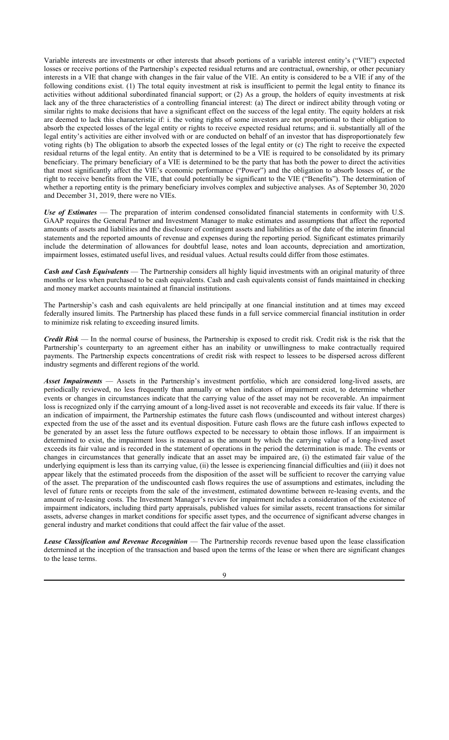Variable interests are investments or other interests that absorb portions of a variable interest entity's ("VIE") expected losses or receive portions of the Partnership's expected residual returns and are contractual, ownership, or other pecuniary interests in a VIE that change with changes in the fair value of the VIE. An entity is considered to be a VIE if any of the following conditions exist. (1) The total equity investment at risk is insufficient to permit the legal entity to finance its activities without additional subordinated financial support; or (2) As a group, the holders of equity investments at risk lack any of the three characteristics of a controlling financial interest: (a) The direct or indirect ability through voting or similar rights to make decisions that have a significant effect on the success of the legal entity. The equity holders at risk are deemed to lack this characteristic if: i. the voting rights of some investors are not proportional to their obligation to absorb the expected losses of the legal entity or rights to receive expected residual returns; and ii. substantially all of the legal entity's activities are either involved with or are conducted on behalf of an investor that has disproportionately few voting rights (b) The obligation to absorb the expected losses of the legal entity or (c) The right to receive the expected residual returns of the legal entity. An entity that is determined to be a VIE is required to be consolidated by its primary beneficiary. The primary beneficiary of a VIE is determined to be the party that has both the power to direct the activities that most significantly affect the VIE's economic performance ("Power") and the obligation to absorb losses of, or the right to receive benefits from the VIE, that could potentially be significant to the VIE ("Benefits"). The determination of whether a reporting entity is the primary beneficiary involves complex and subjective analyses. As of September 30, 2020 and December 31, 2019, there were no VIEs.

***Use of Estimates*** — The preparation of interim condensed consolidated financial statements in conformity with U.S. GAAP requires the General Partner and Investment Manager to make estimates and assumptions that affect the reported amounts of assets and liabilities and the disclosure of contingent assets and liabilities as of the date of the interim financial statements and the reported amounts of revenue and expenses during the reporting period. Significant estimates primarily include the determination of allowances for doubtful lease, notes and loan accounts, depreciation and amortization, impairment losses, estimated useful lives, and residual values. Actual results could differ from those estimates.

***Cash and Cash Equivalents*** — The Partnership considers all highly liquid investments with an original maturity of three months or less when purchased to be cash equivalents. Cash and cash equivalents consist of funds maintained in checking and money market accounts maintained at financial institutions.

The Partnership's cash and cash equivalents are held principally at one financial institution and at times may exceed federally insured limits. The Partnership has placed these funds in a full service commercial financial institution in order to minimize risk relating to exceeding insured limits.

***Credit Risk*** — In the normal course of business, the Partnership is exposed to credit risk. Credit risk is the risk that the Partnership's counterparty to an agreement either has an inability or unwillingness to make contractually required payments. The Partnership expects concentrations of credit risk with respect to lessees to be dispersed across different industry segments and different regions of the world.

***Asset Impairments*** — Assets in the Partnership's investment portfolio, which are considered long-lived assets, are periodically reviewed, no less frequently than annually or when indicators of impairment exist, to determine whether events or changes in circumstances indicate that the carrying value of the asset may not be recoverable. An impairment loss is recognized only if the carrying amount of a long-lived asset is not recoverable and exceeds its fair value. If there is an indication of impairment, the Partnership estimates the future cash flows (undiscounted and without interest charges) expected from the use of the asset and its eventual disposition. Future cash flows are the future cash inflows expected to be generated by an asset less the future outflows expected to be necessary to obtain those inflows. If an impairment is determined to exist, the impairment loss is measured as the amount by which the carrying value of a long-lived asset exceeds its fair value and is recorded in the statement of operations in the period the determination is made. The events or changes in circumstances that generally indicate that an asset may be impaired are, (i) the estimated fair value of the underlying equipment is less than its carrying value, (ii) the lessee is experiencing financial difficulties and (iii) it does not appear likely that the estimated proceeds from the disposition of the asset will be sufficient to recover the carrying value of the asset. The preparation of the undiscounted cash flows requires the use of assumptions and estimates, including the level of future rents or receipts from the sale of the investment, estimated downtime between re-leasing events, and the amount of re-leasing costs. The Investment Manager's review for impairment includes a consideration of the existence of impairment indicators, including third party appraisals, published values for similar assets, recent transactions for similar assets, adverse changes in market conditions for specific asset types, and the occurrence of significant adverse changes in general industry and market conditions that could affect the fair value of the asset.

***Lease Classification and Revenue Recognition*** — The Partnership records revenue based upon the lease classification determined at the inception of the transaction and based upon the terms of the lease or when there are significant changes to the lease terms.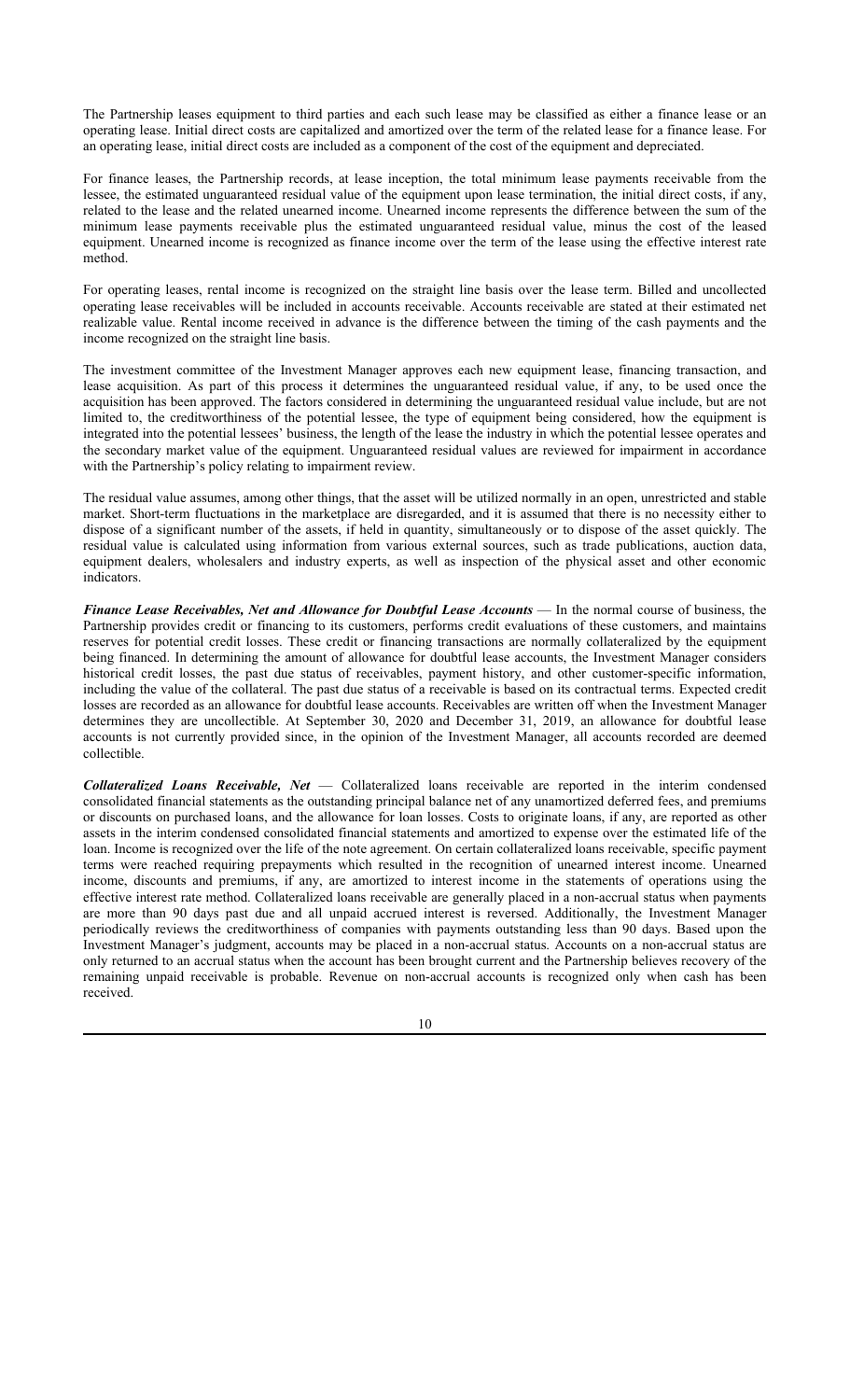The Partnership leases equipment to third parties and each such lease may be classified as either a finance lease or an operating lease. Initial direct costs are capitalized and amortized over the term of the related lease for a finance lease. For an operating lease, initial direct costs are included as a component of the cost of the equipment and depreciated.

For finance leases, the Partnership records, at lease inception, the total minimum lease payments receivable from the lessee, the estimated unguaranteed residual value of the equipment upon lease termination, the initial direct costs, if any, related to the lease and the related unearned income. Unearned income represents the difference between the sum of the minimum lease payments receivable plus the estimated unguaranteed residual value, minus the cost of the leased equipment. Unearned income is recognized as finance income over the term of the lease using the effective interest rate method.

For operating leases, rental income is recognized on the straight line basis over the lease term. Billed and uncollected operating lease receivables will be included in accounts receivable. Accounts receivable are stated at their estimated net realizable value. Rental income received in advance is the difference between the timing of the cash payments and the income recognized on the straight line basis.

The investment committee of the Investment Manager approves each new equipment lease, financing transaction, and lease acquisition. As part of this process it determines the unguaranteed residual value, if any, to be used once the acquisition has been approved. The factors considered in determining the unguaranteed residual value include, but are not limited to, the creditworthiness of the potential lessee, the type of equipment being considered, how the equipment is integrated into the potential lessees' business, the length of the lease the industry in which the potential lessee operates and the secondary market value of the equipment. Unguaranteed residual values are reviewed for impairment in accordance with the Partnership's policy relating to impairment review.

The residual value assumes, among other things, that the asset will be utilized normally in an open, unrestricted and stable market. Short-term fluctuations in the marketplace are disregarded, and it is assumed that there is no necessity either to dispose of a significant number of the assets, if held in quantity, simultaneously or to dispose of the asset quickly. The residual value is calculated using information from various external sources, such as trade publications, auction data, equipment dealers, wholesalers and industry experts, as well as inspection of the physical asset and other economic indicators.

***Finance Lease Receivables, Net and Allowance for Doubtful Lease Accounts*** — In the normal course of business, the Partnership provides credit or financing to its customers, performs credit evaluations of these customers, and maintains reserves for potential credit losses. These credit or financing transactions are normally collateralized by the equipment being financed. In determining the amount of allowance for doubtful lease accounts, the Investment Manager considers historical credit losses, the past due status of receivables, payment history, and other customer-specific information, including the value of the collateral. The past due status of a receivable is based on its contractual terms. Expected credit losses are recorded as an allowance for doubtful lease accounts. Receivables are written off when the Investment Manager determines they are uncollectible. At September 30, 2020 and December 31, 2019, an allowance for doubtful lease accounts is not currently provided since, in the opinion of the Investment Manager, all accounts recorded are deemed collectible.

***Collateralized Loans Receivable, Net*** — Collateralized loans receivable are reported in the interim condensed consolidated financial statements as the outstanding principal balance net of any unamortized deferred fees, and premiums or discounts on purchased loans, and the allowance for loan losses. Costs to originate loans, if any, are reported as other assets in the interim condensed consolidated financial statements and amortized to expense over the estimated life of the loan. Income is recognized over the life of the note agreement. On certain collateralized loans receivable, specific payment terms were reached requiring prepayments which resulted in the recognition of unearned interest income. Unearned income, discounts and premiums, if any, are amortized to interest income in the statements of operations using the effective interest rate method. Collateralized loans receivable are generally placed in a non-accrual status when payments are more than 90 days past due and all unpaid accrued interest is reversed. Additionally, the Investment Manager periodically reviews the creditworthiness of companies with payments outstanding less than 90 days. Based upon the Investment Manager's judgment, accounts may be placed in a non-accrual status. Accounts on a non-accrual status are only returned to an accrual status when the account has been brought current and the Partnership believes recovery of the remaining unpaid receivable is probable. Revenue on non-accrual accounts is recognized only when cash has been received.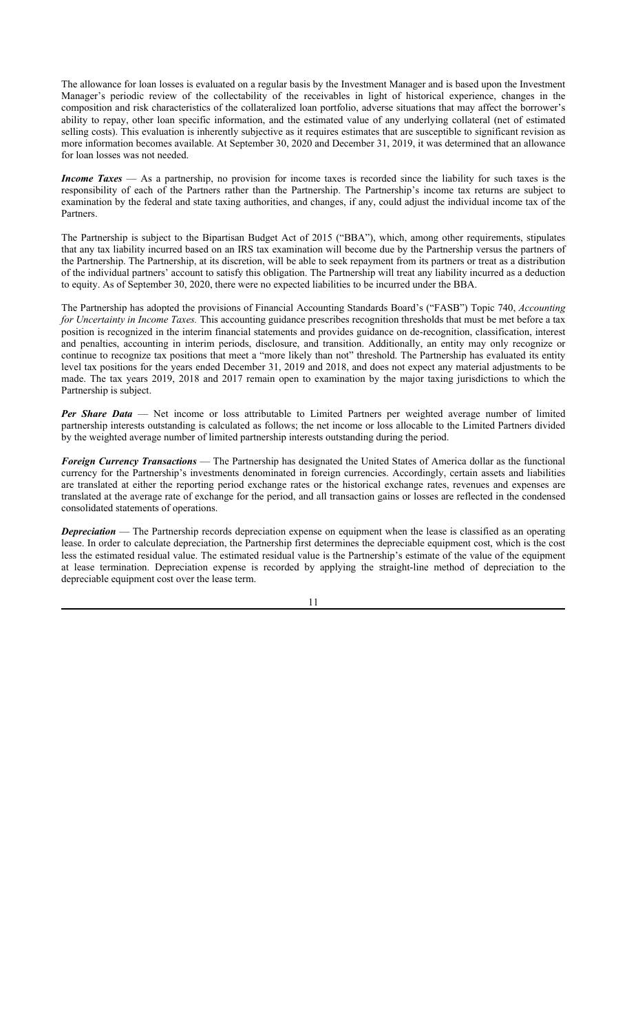The allowance for loan losses is evaluated on a regular basis by the Investment Manager and is based upon the Investment Manager's periodic review of the collectability of the receivables in light of historical experience, changes in the composition and risk characteristics of the collateralized loan portfolio, adverse situations that may affect the borrower's ability to repay, other loan specific information, and the estimated value of any underlying collateral (net of estimated selling costs). This evaluation is inherently subjective as it requires estimates that are susceptible to significant revision as more information becomes available. At September 30, 2020 and December 31, 2019, it was determined that an allowance for loan losses was not needed.

***Income Taxes*** — As a partnership, no provision for income taxes is recorded since the liability for such taxes is the responsibility of each of the Partners rather than the Partnership. The Partnership's income tax returns are subject to examination by the federal and state taxing authorities, and changes, if any, could adjust the individual income tax of the Partners.

The Partnership is subject to the Bipartisan Budget Act of 2015 ("BBA"), which, among other requirements, stipulates that any tax liability incurred based on an IRS tax examination will become due by the Partnership versus the partners of the Partnership. The Partnership, at its discretion, will be able to seek repayment from its partners or treat as a distribution of the individual partners' account to satisfy this obligation. The Partnership will treat any liability incurred as a deduction to equity. As of September 30, 2020, there were no expected liabilities to be incurred under the BBA.

The Partnership has adopted the provisions of Financial Accounting Standards Board's ("FASB") Topic 740, *Accounting for Uncertainty in Income Taxes.* This accounting guidance prescribes recognition thresholds that must be met before a tax position is recognized in the interim financial statements and provides guidance on de-recognition, classification, interest and penalties, accounting in interim periods, disclosure, and transition. Additionally, an entity may only recognize or continue to recognize tax positions that meet a "more likely than not" threshold. The Partnership has evaluated its entity level tax positions for the years ended December 31, 2019 and 2018, and does not expect any material adjustments to be made. The tax years 2019, 2018 and 2017 remain open to examination by the major taxing jurisdictions to which the Partnership is subject.

***Per Share Data*** — Net income or loss attributable to Limited Partners per weighted average number of limited partnership interests outstanding is calculated as follows; the net income or loss allocable to the Limited Partners divided by the weighted average number of limited partnership interests outstanding during the period.

***Foreign Currency Transactions*** — The Partnership has designated the United States of America dollar as the functional currency for the Partnership's investments denominated in foreign currencies. Accordingly, certain assets and liabilities are translated at either the reporting period exchange rates or the historical exchange rates, revenues and expenses are translated at the average rate of exchange for the period, and all transaction gains or losses are reflected in the condensed consolidated statements of operations.

***Depreciation*** — The Partnership records depreciation expense on equipment when the lease is classified as an operating lease. In order to calculate depreciation, the Partnership first determines the depreciable equipment cost, which is the cost less the estimated residual value. The estimated residual value is the Partnership's estimate of the value of the equipment at lease termination. Depreciation expense is recorded by applying the straight-line method of depreciation to the depreciable equipment cost over the lease term.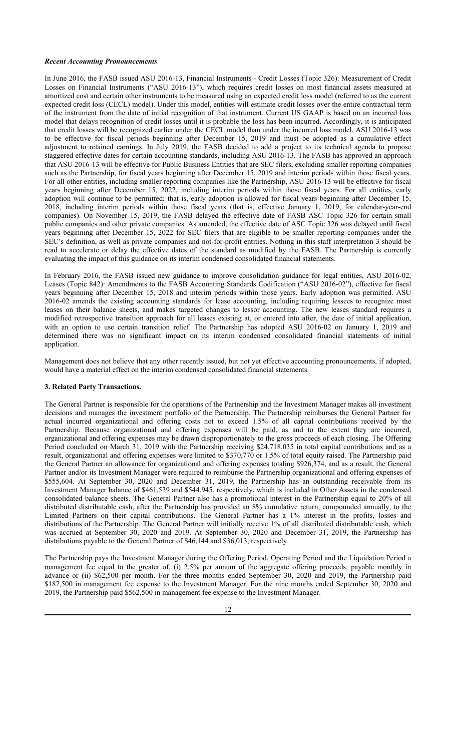***Recent Accounting Pronouncements***

In June 2016, the FASB issued ASU 2016-13, Financial Instruments - Credit Losses (Topic 326): Measurement of Credit Losses on Financial Instruments ("ASU 2016-13"), which requires credit losses on most financial assets measured at amortized cost and certain other instruments to be measured using an expected credit loss model (referred to as the current expected credit loss (CECL) model). Under this model, entities will estimate credit losses over the entire contractual term of the instrument from the date of initial recognition of that instrument. Current US GAAP is based on an incurred loss model that delays recognition of credit losses until it is probable the loss has been incurred. Accordingly, it is anticipated that credit losses will be recognized earlier under the CECL model than under the incurred loss model. ASU 2016-13 was to be effective for fiscal periods beginning after December 15, 2019 and must be adopted as a cumulative effect adjustment to retained earnings. In July 2019, the FASB decided to add a project to its technical agenda to propose staggered effective dates for certain accounting standards, including ASU 2016-13. The FASB has approved an approach that ASU 2016-13 will be effective for Public Business Entities that are SEC filers, excluding smaller reporting companies such as the Partnership, for fiscal years beginning after December 15, 2019 and interim periods within those fiscal years. For all other entities, including smaller reporting companies like the Partnership, ASU 2016-13 will be effective for fiscal years beginning after December 15, 2022, including interim periods within those fiscal years. For all entities, early adoption will continue to be permitted; that is, early adoption is allowed for fiscal years beginning after December 15, 2018, including interim periods within those fiscal years (that is, effective January 1, 2019, for calendar-year-end companies). On November 15, 2019, the FASB delayed the effective date of FASB ASC Topic 326 for certain small public companies and other private companies. As amended, the effective date of ASC Topic 326 was delayed until fiscal years beginning after December 15, 2022 for SEC filers that are eligible to be smaller reporting companies under the SEC's definition, as well as private companies and not-for-profit entities. Nothing in this staff interpretation 3 should be read to accelerate or delay the effective dates of the standard as modified by the FASB. The Partnership is currently evaluating the impact of this guidance on its interim condensed consolidated financial statements.

In February 2016, the FASB issued new guidance to improve consolidation guidance for legal entities, ASU 2016-02, Leases (Topic 842): Amendments to the FASB Accounting Standards Codification ("ASU 2016-02"), effective for fiscal years beginning after December 15, 2018 and interim periods within those years. Early adoption was permitted. ASU 2016-02 amends the existing accounting standards for lease accounting, including requiring lessees to recognize most leases on their balance sheets, and makes targeted changes to lessor accounting. The new leases standard requires a modified retrospective transition approach for all leases existing at, or entered into after, the date of initial application, with an option to use certain transition relief. The Partnership has adopted ASU 2016-02 on January 1, 2019 and determined there was no significant impact on its interim condensed consolidated financial statements of initial application.

Management does not believe that any other recently issued, but not yet effective accounting pronouncements, if adopted, would have a material effect on the interim condensed consolidated financial statements.

**3. Related Party Transactions.**

The General Partner is responsible for the operations of the Partnership and the Investment Manager makes all investment decisions and manages the investment portfolio of the Partnership. The Partnership reimburses the General Partner for actual incurred organizational and offering costs not to exceed 1.5% of all capital contributions received by the Partnership. Because organizational and offering expenses will be paid, as and to the extent they are incurred, organizational and offering expenses may be drawn disproportionately to the gross proceeds of each closing. The Offering Period concluded on March 31, 2019 with the Partnership receiving $24,718,035 in total capital contributions and as a result, organizational and offering expenses were limited to $370,770 or 1.5% of total equity raised. The Partnership paid the General Partner an allowance for organizational and offering expenses totaling $926,374, and as a result, the General Partner and/or its Investment Manager were required to reimburse the Partnership organizational and offering expenses of $555,604. At September 30, 2020 and December 31, 2019, the Partnership has an outstanding receivable from its Investment Manager balance of $461,539 and $544,945, respectively, which is included in Other Assets in the condensed consolidated balance sheets. The General Partner also has a promotional interest in the Partnership equal to 20% of all distributed distributable cash, after the Partnership has provided an 8% cumulative return, compounded annually, to the Limited Partners on their capital contributions. The General Partner has a 1% interest in the profits, losses and distributions of the Partnership. The General Partner will initially receive 1% of all distributed distributable cash, which was accrued at September 30, 2020 and 2019. At September 30, 2020 and December 31, 2019, the Partnership has distributions payable to the General Partner of $46,144 and $36,013, respectively.

The Partnership pays the Investment Manager during the Offering Period, Operating Period and the Liquidation Period a management fee equal to the greater of, (i) 2.5% per annum of the aggregate offering proceeds, payable monthly in advance or (ii) $62,500 per month. For the three months ended September 30, 2020 and 2019, the Partnership paid $187,500 in management fee expense to the Investment Manager. For the nine months ended September 30, 2020 and 2019, the Partnership paid $562,500 in management fee expense to the Investment Manager.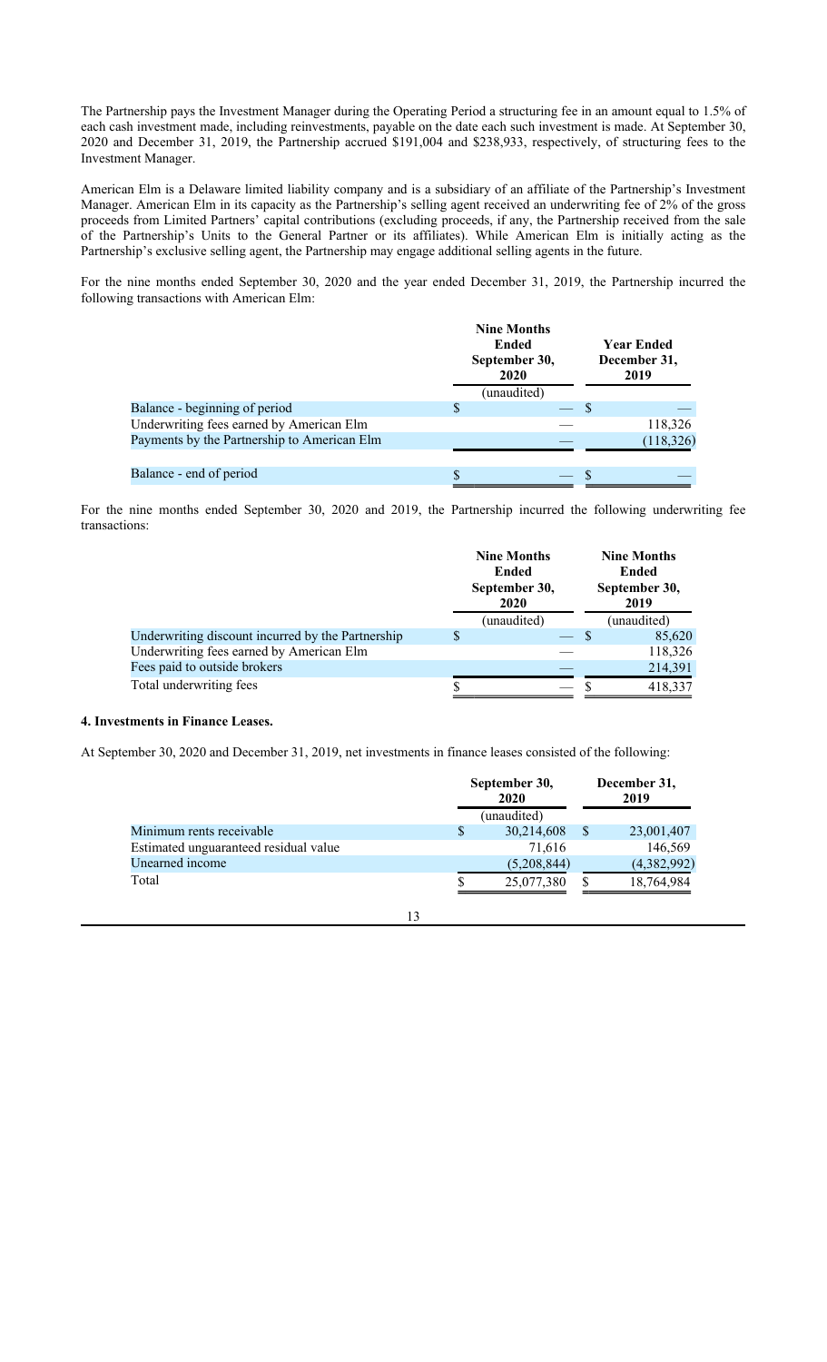The Partnership pays the Investment Manager during the Operating Period a structuring fee in an amount equal to 1.5% of each cash investment made, including reinvestments, payable on the date each such investment is made. At September 30, 2020 and December 31, 2019, the Partnership accrued $191,004 and $238,933, respectively, of structuring fees to the Investment Manager.

American Elm is a Delaware limited liability company and is a subsidiary of an affiliate of the Partnership's Investment Manager. American Elm in its capacity as the Partnership's selling agent received an underwriting fee of 2% of the gross proceeds from Limited Partners' capital contributions (excluding proceeds, if any, the Partnership received from the sale of the Partnership's Units to the General Partner or its affiliates). While American Elm is initially acting as the Partnership's exclusive selling agent, the Partnership may engage additional selling agents in the future.

For the nine months ended September 30, 2020 and the year ended December 31, 2019, the Partnership incurred the following transactions with American Elm:

| | Nine Months Ended September 30, 2020 | Year Ended December 31, 2019 |
|---|---|---|
| | (unaudited) | |
| Balance - beginning of period | $ — | $ — |
| Underwriting fees earned by American Elm | — | 118,326 |
| Payments by the Partnership to American Elm | — | (118,326) |
| Balance - end of period | $ — | $ — |

For the nine months ended September 30, 2020 and 2019, the Partnership incurred the following underwriting fee transactions:

| | Nine Months Ended September 30, 2020 | Nine Months Ended September 30, 2019 |
|---|---|---|
| | (unaudited) | (unaudited) |
| Underwriting discount incurred by the Partnership | $ — | $ 85,620 |
| Underwriting fees earned by American Elm | — | 118,326 |
| Fees paid to outside brokers | — | 214,391 |
| Total underwriting fees | $ — | $ 418,337 |

**4. Investments in Finance Leases.**

At September 30, 2020 and December 31, 2019, net investments in finance leases consisted of the following:

| | September 30, 2020 | December 31, 2019 |
|---|---|---|
| | (unaudited) | |
| Minimum rents receivable | $ 30,214,608 | $ 23,001,407 |
| Estimated unguaranteed residual value | 71,616 | 146,569 |
| Unearned income | (5,208,844) | (4,382,992) |
| Total | $ 25,077,380 | $ 18,764,984 |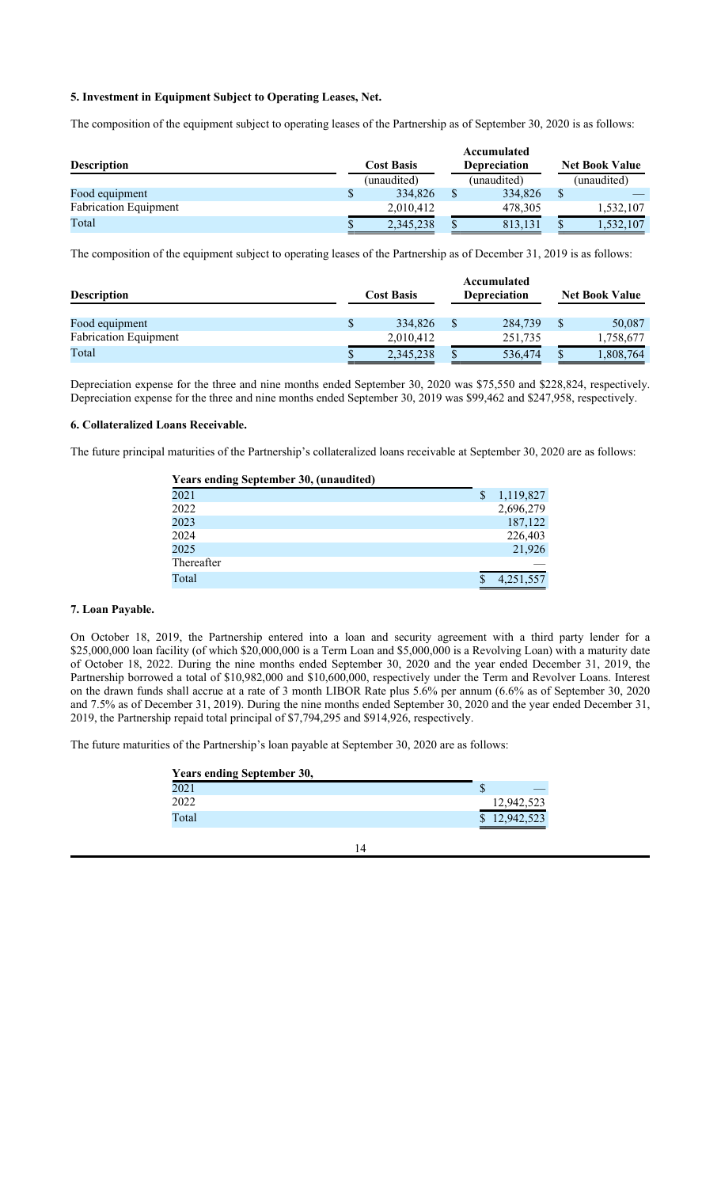**5. Investment in Equipment Subject to Operating Leases, Net.**

The composition of the equipment subject to operating leases of the Partnership as of September 30, 2020 is as follows:

| Description | Cost Basis | Accumulated Depreciation | Net Book Value |
|---|---|---|---|
| | (unaudited) | (unaudited) | (unaudited) |
| Food equipment | $ 334,826 | $ 334,826 | $ — |
| Fabrication Equipment | 2,010,412 | 478,305 | 1,532,107 |
| Total | $ 2,345,238 | $ 813,131 | $ 1,532,107 |

The composition of the equipment subject to operating leases of the Partnership as of December 31, 2019 is as follows:

| Description | Cost Basis | Accumulated Depreciation | Net Book Value |
|---|---|---|---|
| Food equipment | $ 334,826 | $ 284,739 | $ 50,087 |
| Fabrication Equipment | 2,010,412 | 251,735 | 1,758,677 |
| Total | $ 2,345,238 | $ 536,474 | $ 1,808,764 |

Depreciation expense for the three and nine months ended September 30, 2020 was $75,550 and $228,824, respectively. Depreciation expense for the three and nine months ended September 30, 2019 was $99,462 and $247,958, respectively.

**6. Collateralized Loans Receivable.**

The future principal maturities of the Partnership's collateralized loans receivable at September 30, 2020 are as follows:

| Years ending September 30, (unaudited) | |
|---|---|
| 2021 | $ 1,119,827 |
| 2022 | 2,696,279 |
| 2023 | 187,122 |
| 2024 | 226,403 |
| 2025 | 21,926 |
| Thereafter | — |
| Total | $ 4,251,557 |

**7. Loan Payable.**

On October 18, 2019, the Partnership entered into a loan and security agreement with a third party lender for a $25,000,000 loan facility (of which $20,000,000 is a Term Loan and $5,000,000 is a Revolving Loan) with a maturity date of October 18, 2022. During the nine months ended September 30, 2020 and the year ended December 31, 2019, the Partnership borrowed a total of $10,982,000 and $10,600,000, respectively under the Term and Revolver Loans. Interest on the drawn funds shall accrue at a rate of 3 month LIBOR Rate plus 5.6% per annum (6.6% as of September 30, 2020 and 7.5% as of December 31, 2019). During the nine months ended September 30, 2020 and the year ended December 31, 2019, the Partnership repaid total principal of $7,794,295 and $914,926, respectively.

The future maturities of the Partnership's loan payable at September 30, 2020 are as follows:

| Years ending September 30, | |
|---|---|
| 2021 | $ — |
| 2022 | 12,942,523 |
| Total | $ 12,942,523 |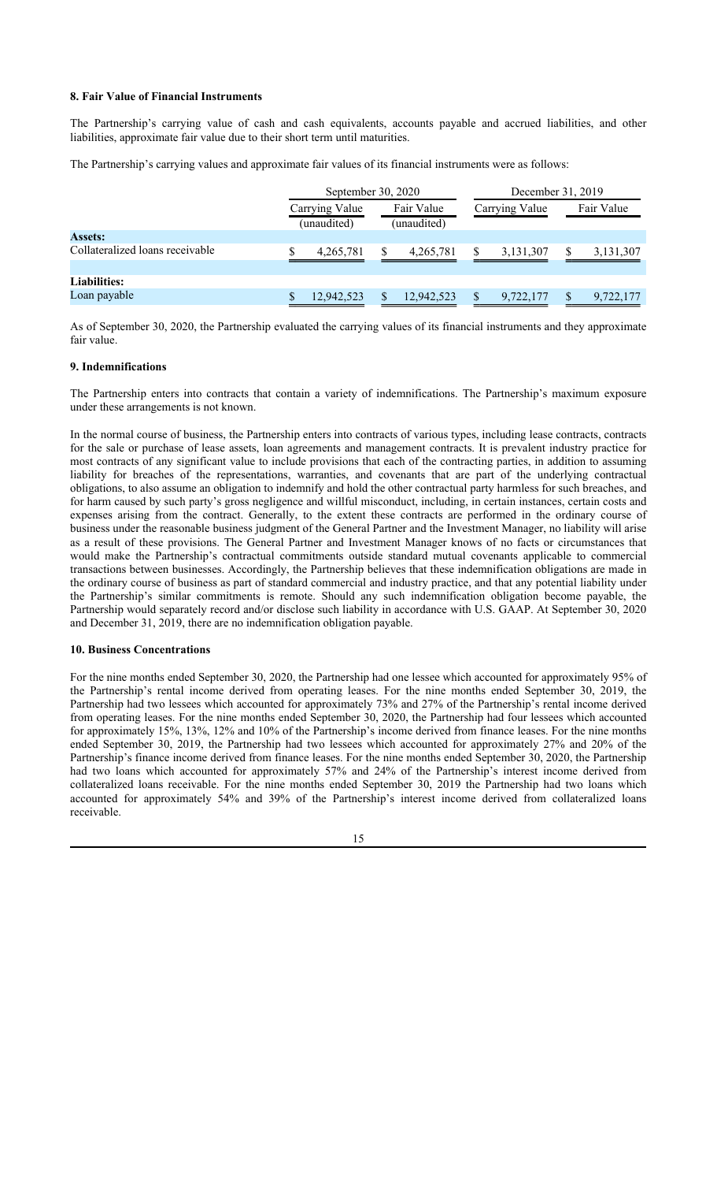**8. Fair Value of Financial Instruments**

The Partnership's carrying value of cash and cash equivalents, accounts payable and accrued liabilities, and other liabilities, approximate fair value due to their short term until maturities.

The Partnership's carrying values and approximate fair values of its financial instruments were as follows:

| | September 30, 2020 | | December 31, 2019 | |
|---|---|---|---|---|
| | Carrying Value (unaudited) | Fair Value (unaudited) | Carrying Value | Fair Value |
| **Assets:** | | | | |
| Collateralized loans receivable | $ 4,265,781 | $ 4,265,781 | $ 3,131,307 | $ 3,131,307 |
| **Liabilities:** | | | | |
| Loan payable | $ 12,942,523 | $ 12,942,523 | $ 9,722,177 | $ 9,722,177 |

As of September 30, 2020, the Partnership evaluated the carrying values of its financial instruments and they approximate fair value.

**9. Indemnifications**

The Partnership enters into contracts that contain a variety of indemnifications. The Partnership's maximum exposure under these arrangements is not known.

In the normal course of business, the Partnership enters into contracts of various types, including lease contracts, contracts for the sale or purchase of lease assets, loan agreements and management contracts. It is prevalent industry practice for most contracts of any significant value to include provisions that each of the contracting parties, in addition to assuming liability for breaches of the representations, warranties, and covenants that are part of the underlying contractual obligations, to also assume an obligation to indemnify and hold the other contractual party harmless for such breaches, and for harm caused by such party's gross negligence and willful misconduct, including, in certain instances, certain costs and expenses arising from the contract. Generally, to the extent these contracts are performed in the ordinary course of business under the reasonable business judgment of the General Partner and the Investment Manager, no liability will arise as a result of these provisions. The General Partner and Investment Manager knows of no facts or circumstances that would make the Partnership's contractual commitments outside standard mutual covenants applicable to commercial transactions between businesses. Accordingly, the Partnership believes that these indemnification obligations are made in the ordinary course of business as part of standard commercial and industry practice, and that any potential liability under the Partnership's similar commitments is remote. Should any such indemnification obligation become payable, the Partnership would separately record and/or disclose such liability in accordance with U.S. GAAP. At September 30, 2020 and December 31, 2019, there are no indemnification obligation payable.

**10. Business Concentrations**

For the nine months ended September 30, 2020, the Partnership had one lessee which accounted for approximately 95% of the Partnership's rental income derived from operating leases. For the nine months ended September 30, 2019, the Partnership had two lessees which accounted for approximately 73% and 27% of the Partnership's rental income derived from operating leases. For the nine months ended September 30, 2020, the Partnership had four lessees which accounted for approximately 15%, 13%, 12% and 10% of the Partnership's income derived from finance leases. For the nine months ended September 30, 2019, the Partnership had two lessees which accounted for approximately 27% and 20% of the Partnership's finance income derived from finance leases. For the nine months ended September 30, 2020, the Partnership had two loans which accounted for approximately 57% and 24% of the Partnership's interest income derived from collateralized loans receivable. For the nine months ended September 30, 2019 the Partnership had two loans which accounted for approximately 54% and 39% of the Partnership's interest income derived from collateralized loans receivable.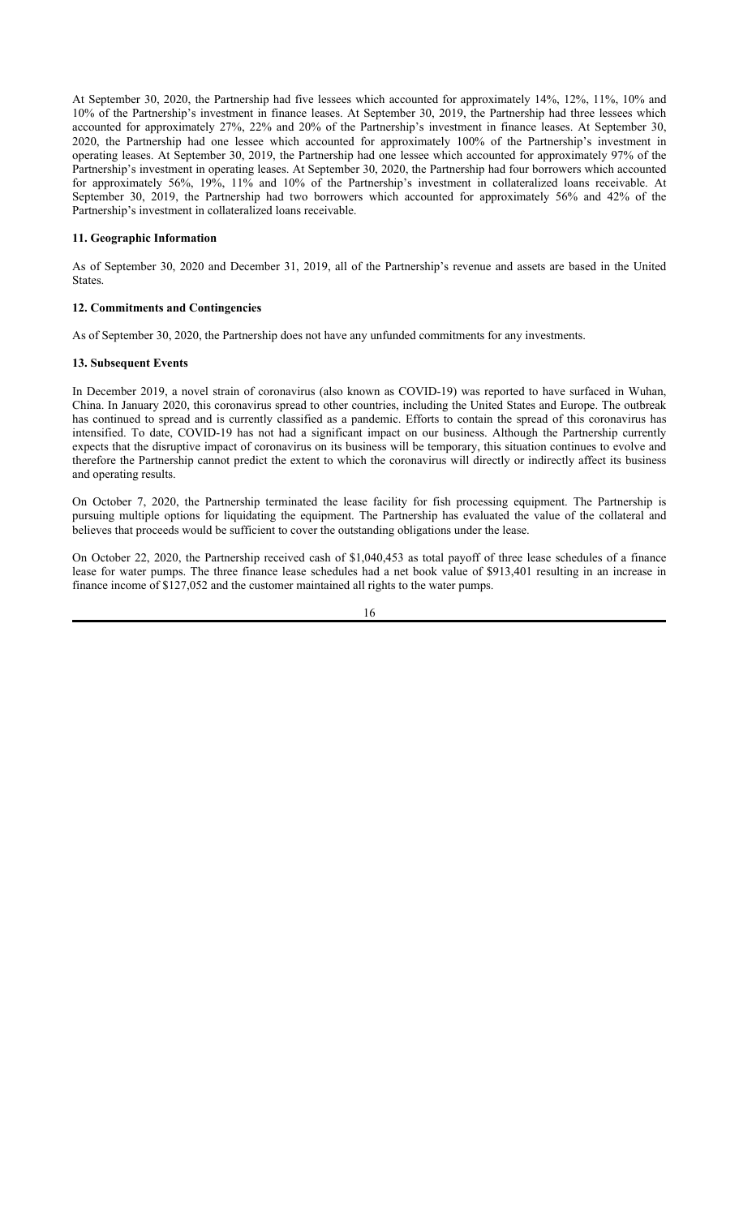At September 30, 2020, the Partnership had five lessees which accounted for approximately 14%, 12%, 11%, 10% and 10% of the Partnership's investment in finance leases. At September 30, 2019, the Partnership had three lessees which accounted for approximately 27%, 22% and 20% of the Partnership's investment in finance leases. At September 30, 2020, the Partnership had one lessee which accounted for approximately 100% of the Partnership's investment in operating leases. At September 30, 2019, the Partnership had one lessee which accounted for approximately 97% of the Partnership's investment in operating leases. At September 30, 2020, the Partnership had four borrowers which accounted for approximately 56%, 19%, 11% and 10% of the Partnership's investment in collateralized loans receivable. At September 30, 2019, the Partnership had two borrowers which accounted for approximately 56% and 42% of the Partnership's investment in collateralized loans receivable.

### 11. Geographic Information

As of September 30, 2020 and December 31, 2019, all of the Partnership's revenue and assets are based in the United States.

### 12. Commitments and Contingencies

As of September 30, 2020, the Partnership does not have any unfunded commitments for any investments.

### 13. Subsequent Events

In December 2019, a novel strain of coronavirus (also known as COVID-19) was reported to have surfaced in Wuhan, China. In January 2020, this coronavirus spread to other countries, including the United States and Europe. The outbreak has continued to spread and is currently classified as a pandemic. Efforts to contain the spread of this coronavirus has intensified. To date, COVID-19 has not had a significant impact on our business. Although the Partnership currently expects that the disruptive impact of coronavirus on its business will be temporary, this situation continues to evolve and therefore the Partnership cannot predict the extent to which the coronavirus will directly or indirectly affect its business and operating results.

On October 7, 2020, the Partnership terminated the lease facility for fish processing equipment. The Partnership is pursuing multiple options for liquidating the equipment. The Partnership has evaluated the value of the collateral and believes that proceeds would be sufficient to cover the outstanding obligations under the lease.

On October 22, 2020, the Partnership received cash of $1,040,453 as total payoff of three lease schedules of a finance lease for water pumps. The three finance lease schedules had a net book value of $913,401 resulting in an increase in finance income of $127,052 and the customer maintained all rights to the water pumps.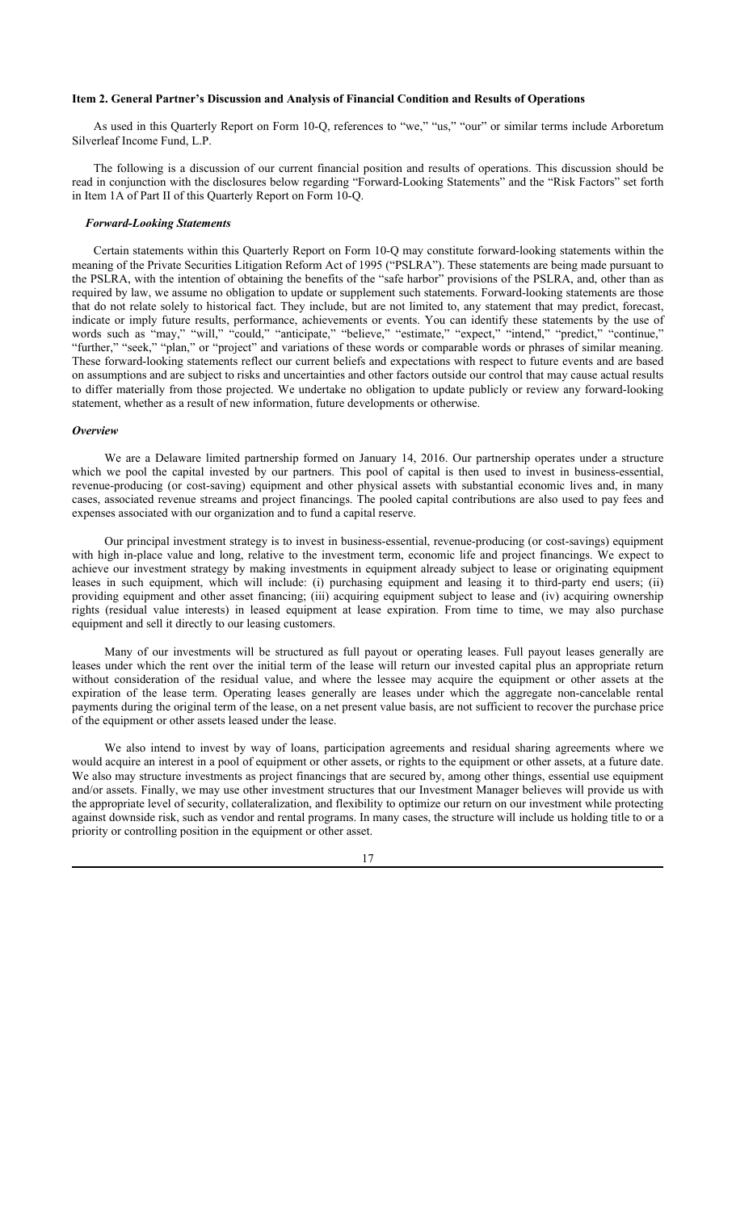## Item 2. General Partner's Discussion and Analysis of Financial Condition and Results of Operations

As used in this Quarterly Report on Form 10-Q, references to "we," "us," "our" or similar terms include Arboretum Silverleaf Income Fund, L.P.

The following is a discussion of our current financial position and results of operations. This discussion should be read in conjunction with the disclosures below regarding "Forward-Looking Statements" and the "Risk Factors" set forth in Item 1A of Part II of this Quarterly Report on Form 10-Q.

### *Forward-Looking Statements*

Certain statements within this Quarterly Report on Form 10-Q may constitute forward-looking statements within the meaning of the Private Securities Litigation Reform Act of 1995 ("PSLRA"). These statements are being made pursuant to the PSLRA, with the intention of obtaining the benefits of the "safe harbor" provisions of the PSLRA, and, other than as required by law, we assume no obligation to update or supplement such statements. Forward-looking statements are those that do not relate solely to historical fact. They include, but are not limited to, any statement that may predict, forecast, indicate or imply future results, performance, achievements or events. You can identify these statements by the use of words such as "may," "will," "could," "anticipate," "believe," "estimate," "expect," "intend," "predict," "continue," "further," "seek," "plan," or "project" and variations of these words or comparable words or phrases of similar meaning. These forward-looking statements reflect our current beliefs and expectations with respect to future events and are based on assumptions and are subject to risks and uncertainties and other factors outside our control that may cause actual results to differ materially from those projected. We undertake no obligation to update publicly or review any forward-looking statement, whether as a result of new information, future developments or otherwise.

### *Overview*

We are a Delaware limited partnership formed on January 14, 2016. Our partnership operates under a structure which we pool the capital invested by our partners. This pool of capital is then used to invest in business-essential, revenue-producing (or cost-saving) equipment and other physical assets with substantial economic lives and, in many cases, associated revenue streams and project financings. The pooled capital contributions are also used to pay fees and expenses associated with our organization and to fund a capital reserve.

Our principal investment strategy is to invest in business-essential, revenue-producing (or cost-savings) equipment with high in-place value and long, relative to the investment term, economic life and project financings. We expect to achieve our investment strategy by making investments in equipment already subject to lease or originating equipment leases in such equipment, which will include: (i) purchasing equipment and leasing it to third-party end users; (ii) providing equipment and other asset financing; (iii) acquiring equipment subject to lease and (iv) acquiring ownership rights (residual value interests) in leased equipment at lease expiration. From time to time, we may also purchase equipment and sell it directly to our leasing customers.

Many of our investments will be structured as full payout or operating leases. Full payout leases generally are leases under which the rent over the initial term of the lease will return our invested capital plus an appropriate return without consideration of the residual value, and where the lessee may acquire the equipment or other assets at the expiration of the lease term. Operating leases generally are leases under which the aggregate non-cancelable rental payments during the original term of the lease, on a net present value basis, are not sufficient to recover the purchase price of the equipment or other assets leased under the lease.

We also intend to invest by way of loans, participation agreements and residual sharing agreements where we would acquire an interest in a pool of equipment or other assets, or rights to the equipment or other assets, at a future date. We also may structure investments as project financings that are secured by, among other things, essential use equipment and/or assets. Finally, we may use other investment structures that our Investment Manager believes will provide us with the appropriate level of security, collateralization, and flexibility to optimize our return on our investment while protecting against downside risk, such as vendor and rental programs. In many cases, the structure will include us holding title to or a priority or controlling position in the equipment or other asset.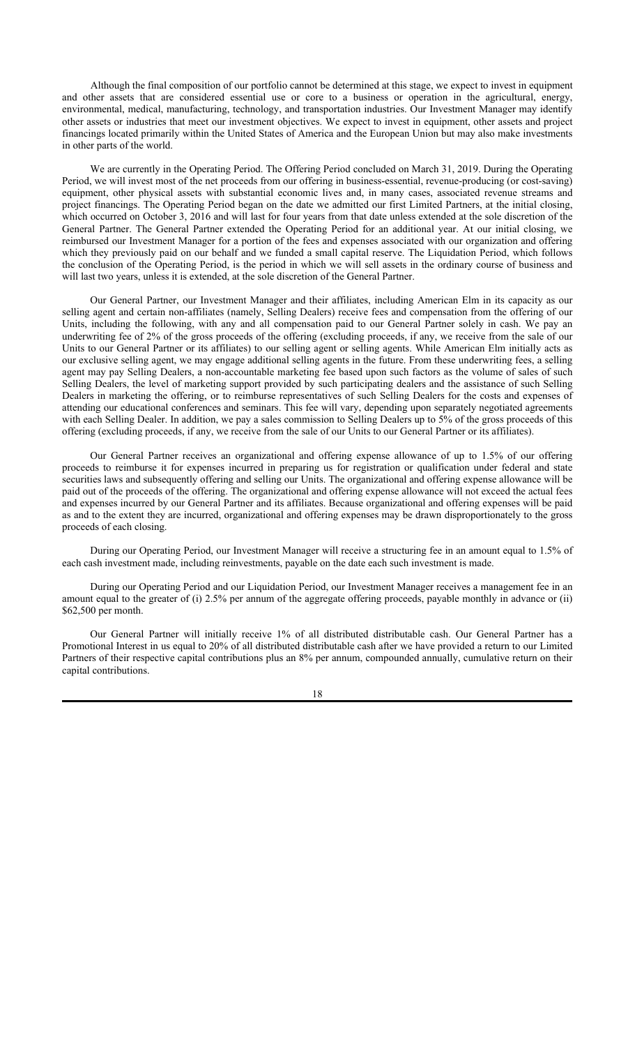Although the final composition of our portfolio cannot be determined at this stage, we expect to invest in equipment and other assets that are considered essential use or core to a business or operation in the agricultural, energy, environmental, medical, manufacturing, technology, and transportation industries. Our Investment Manager may identify other assets or industries that meet our investment objectives. We expect to invest in equipment, other assets and project financings located primarily within the United States of America and the European Union but may also make investments in other parts of the world.

We are currently in the Operating Period. The Offering Period concluded on March 31, 2019. During the Operating Period, we will invest most of the net proceeds from our offering in business-essential, revenue-producing (or cost-saving) equipment, other physical assets with substantial economic lives and, in many cases, associated revenue streams and project financings. The Operating Period began on the date we admitted our first Limited Partners, at the initial closing, which occurred on October 3, 2016 and will last for four years from that date unless extended at the sole discretion of the General Partner. The General Partner extended the Operating Period for an additional year. At our initial closing, we reimbursed our Investment Manager for a portion of the fees and expenses associated with our organization and offering which they previously paid on our behalf and we funded a small capital reserve. The Liquidation Period, which follows the conclusion of the Operating Period, is the period in which we will sell assets in the ordinary course of business and will last two years, unless it is extended, at the sole discretion of the General Partner.

Our General Partner, our Investment Manager and their affiliates, including American Elm in its capacity as our selling agent and certain non-affiliates (namely, Selling Dealers) receive fees and compensation from the offering of our Units, including the following, with any and all compensation paid to our General Partner solely in cash. We pay an underwriting fee of 2% of the gross proceeds of the offering (excluding proceeds, if any, we receive from the sale of our Units to our General Partner or its affiliates) to our selling agent or selling agents. While American Elm initially acts as our exclusive selling agent, we may engage additional selling agents in the future. From these underwriting fees, a selling agent may pay Selling Dealers, a non-accountable marketing fee based upon such factors as the volume of sales of such Selling Dealers, the level of marketing support provided by such participating dealers and the assistance of such Selling Dealers in marketing the offering, or to reimburse representatives of such Selling Dealers for the costs and expenses of attending our educational conferences and seminars. This fee will vary, depending upon separately negotiated agreements with each Selling Dealer. In addition, we pay a sales commission to Selling Dealers up to 5% of the gross proceeds of this offering (excluding proceeds, if any, we receive from the sale of our Units to our General Partner or its affiliates).

Our General Partner receives an organizational and offering expense allowance of up to 1.5% of our offering proceeds to reimburse it for expenses incurred in preparing us for registration or qualification under federal and state securities laws and subsequently offering and selling our Units. The organizational and offering expense allowance will be paid out of the proceeds of the offering. The organizational and offering expense allowance will not exceed the actual fees and expenses incurred by our General Partner and its affiliates. Because organizational and offering expenses will be paid as and to the extent they are incurred, organizational and offering expenses may be drawn disproportionately to the gross proceeds of each closing.

During our Operating Period, our Investment Manager will receive a structuring fee in an amount equal to 1.5% of each cash investment made, including reinvestments, payable on the date each such investment is made.

During our Operating Period and our Liquidation Period, our Investment Manager receives a management fee in an amount equal to the greater of (i) 2.5% per annum of the aggregate offering proceeds, payable monthly in advance or (ii) $62,500 per month.

Our General Partner will initially receive 1% of all distributed distributable cash. Our General Partner has a Promotional Interest in us equal to 20% of all distributed distributable cash after we have provided a return to our Limited Partners of their respective capital contributions plus an 8% per annum, compounded annually, cumulative return on their capital contributions.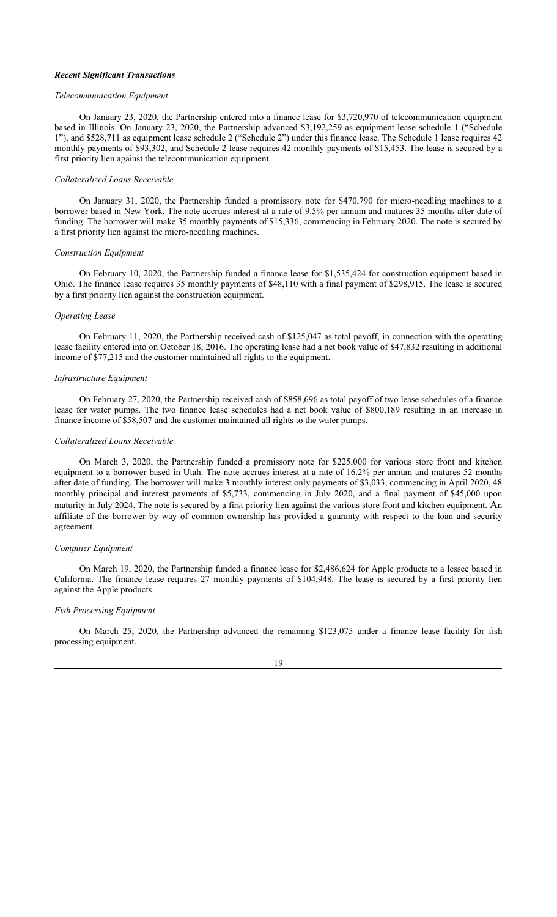### ***Recent Significant Transactions***

*Telecommunication Equipment*

On January 23, 2020, the Partnership entered into a finance lease for $3,720,970 of telecommunication equipment based in Illinois. On January 23, 2020, the Partnership advanced $3,192,259 as equipment lease schedule 1 ("Schedule 1"), and $528,711 as equipment lease schedule 2 ("Schedule 2") under this finance lease. The Schedule 1 lease requires 42 monthly payments of $93,302, and Schedule 2 lease requires 42 monthly payments of $15,453. The lease is secured by a first priority lien against the telecommunication equipment.

*Collateralized Loans Receivable*

On January 31, 2020, the Partnership funded a promissory note for $470,790 for micro-needling machines to a borrower based in New York. The note accrues interest at a rate of 9.5% per annum and matures 35 months after date of funding. The borrower will make 35 monthly payments of $15,336, commencing in February 2020. The note is secured by a first priority lien against the micro-needling machines.

*Construction Equipment*

On February 10, 2020, the Partnership funded a finance lease for $1,535,424 for construction equipment based in Ohio. The finance lease requires 35 monthly payments of $48,110 with a final payment of $298,915. The lease is secured by a first priority lien against the construction equipment.

*Operating Lease*

On February 11, 2020, the Partnership received cash of $125,047 as total payoff, in connection with the operating lease facility entered into on October 18, 2016. The operating lease had a net book value of $47,832 resulting in additional income of $77,215 and the customer maintained all rights to the equipment.

*Infrastructure Equipment*

On February 27, 2020, the Partnership received cash of $858,696 as total payoff of two lease schedules of a finance lease for water pumps. The two finance lease schedules had a net book value of $800,189 resulting in an increase in finance income of $58,507 and the customer maintained all rights to the water pumps.

*Collateralized Loans Receivable*

On March 3, 2020, the Partnership funded a promissory note for $225,000 for various store front and kitchen equipment to a borrower based in Utah. The note accrues interest at a rate of 16.2% per annum and matures 52 months after date of funding. The borrower will make 3 monthly interest only payments of $3,033, commencing in April 2020, 48 monthly principal and interest payments of $5,733, commencing in July 2020, and a final payment of $45,000 upon maturity in July 2024. The note is secured by a first priority lien against the various store front and kitchen equipment. An affiliate of the borrower by way of common ownership has provided a guaranty with respect to the loan and security agreement.

*Computer Equipment*

On March 19, 2020, the Partnership funded a finance lease for $2,486,624 for Apple products to a lessee based in California. The finance lease requires 27 monthly payments of $104,948. The lease is secured by a first priority lien against the Apple products.

*Fish Processing Equipment*

On March 25, 2020, the Partnership advanced the remaining $123,075 under a finance lease facility for fish processing equipment.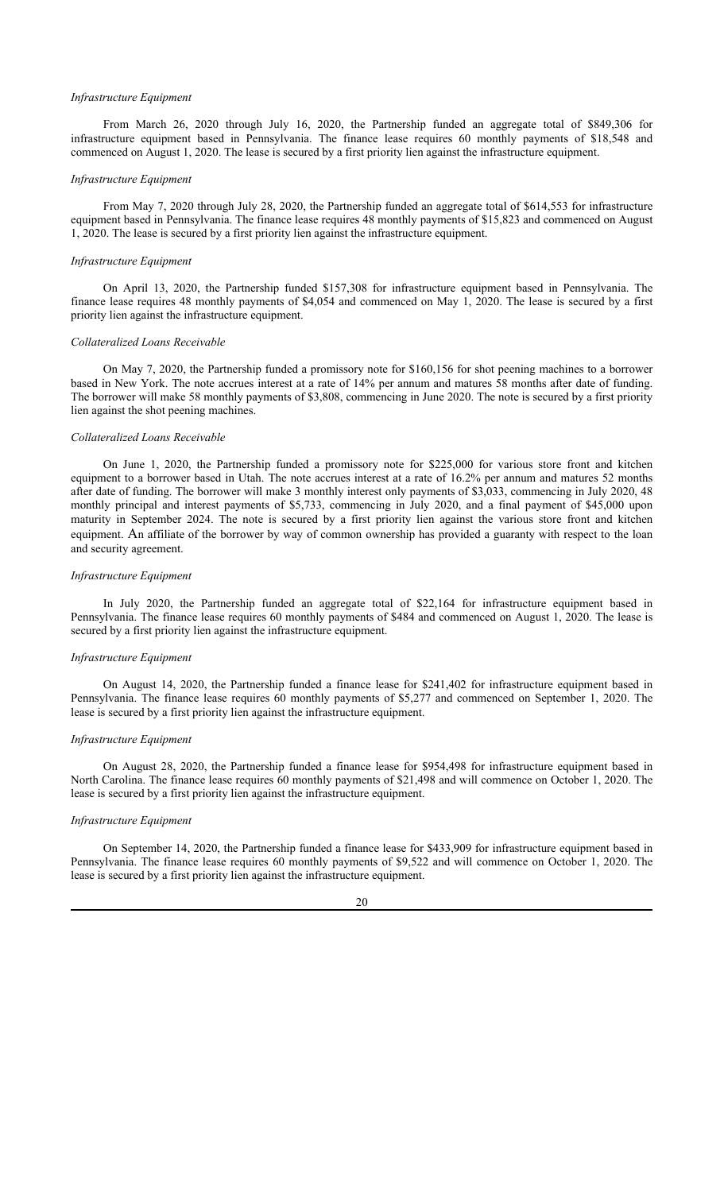*Infrastructure Equipment*

From March 26, 2020 through July 16, 2020, the Partnership funded an aggregate total of $849,306 for infrastructure equipment based in Pennsylvania. The finance lease requires 60 monthly payments of $18,548 and commenced on August 1, 2020. The lease is secured by a first priority lien against the infrastructure equipment.

*Infrastructure Equipment*

From May 7, 2020 through July 28, 2020, the Partnership funded an aggregate total of $614,553 for infrastructure equipment based in Pennsylvania. The finance lease requires 48 monthly payments of $15,823 and commenced on August 1, 2020. The lease is secured by a first priority lien against the infrastructure equipment.

*Infrastructure Equipment*

On April 13, 2020, the Partnership funded $157,308 for infrastructure equipment based in Pennsylvania. The finance lease requires 48 monthly payments of $4,054 and commenced on May 1, 2020. The lease is secured by a first priority lien against the infrastructure equipment.

*Collateralized Loans Receivable*

On May 7, 2020, the Partnership funded a promissory note for $160,156 for shot peening machines to a borrower based in New York. The note accrues interest at a rate of 14% per annum and matures 58 months after date of funding. The borrower will make 58 monthly payments of $3,808, commencing in June 2020. The note is secured by a first priority lien against the shot peening machines.

*Collateralized Loans Receivable*

On June 1, 2020, the Partnership funded a promissory note for $225,000 for various store front and kitchen equipment to a borrower based in Utah. The note accrues interest at a rate of 16.2% per annum and matures 52 months after date of funding. The borrower will make 3 monthly interest only payments of $3,033, commencing in July 2020, 48 monthly principal and interest payments of $5,733, commencing in July 2020, and a final payment of $45,000 upon maturity in September 2024. The note is secured by a first priority lien against the various store front and kitchen equipment. An affiliate of the borrower by way of common ownership has provided a guaranty with respect to the loan and security agreement.

*Infrastructure Equipment*

In July 2020, the Partnership funded an aggregate total of $22,164 for infrastructure equipment based in Pennsylvania. The finance lease requires 60 monthly payments of $484 and commenced on August 1, 2020. The lease is secured by a first priority lien against the infrastructure equipment.

*Infrastructure Equipment*

On August 14, 2020, the Partnership funded a finance lease for $241,402 for infrastructure equipment based in Pennsylvania. The finance lease requires 60 monthly payments of $5,277 and commenced on September 1, 2020. The lease is secured by a first priority lien against the infrastructure equipment.

*Infrastructure Equipment*

On August 28, 2020, the Partnership funded a finance lease for $954,498 for infrastructure equipment based in North Carolina. The finance lease requires 60 monthly payments of $21,498 and will commence on October 1, 2020. The lease is secured by a first priority lien against the infrastructure equipment.

*Infrastructure Equipment*

On September 14, 2020, the Partnership funded a finance lease for $433,909 for infrastructure equipment based in Pennsylvania. The finance lease requires 60 monthly payments of $9,522 and will commence on October 1, 2020. The lease is secured by a first priority lien against the infrastructure equipment.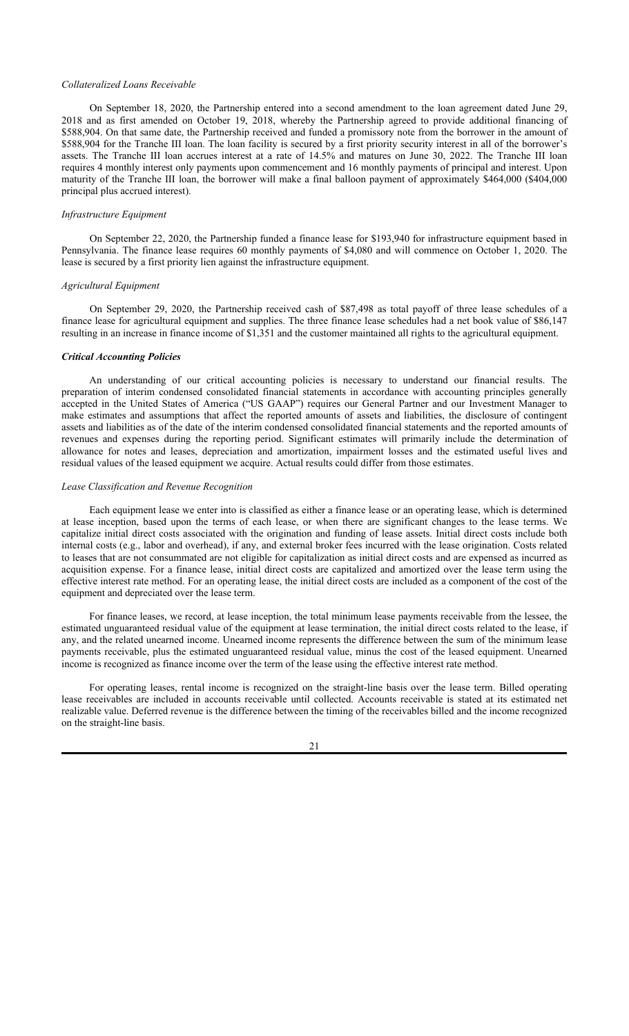*Collateralized Loans Receivable*

On September 18, 2020, the Partnership entered into a second amendment to the loan agreement dated June 29, 2018 and as first amended on October 19, 2018, whereby the Partnership agreed to provide additional financing of $588,904. On that same date, the Partnership received and funded a promissory note from the borrower in the amount of $588,904 for the Tranche III loan. The loan facility is secured by a first priority security interest in all of the borrower's assets. The Tranche III loan accrues interest at a rate of 14.5% and matures on June 30, 2022. The Tranche III loan requires 4 monthly interest only payments upon commencement and 16 monthly payments of principal and interest. Upon maturity of the Tranche III loan, the borrower will make a final balloon payment of approximately $464,000 ($404,000 principal plus accrued interest).

*Infrastructure Equipment*

On September 22, 2020, the Partnership funded a finance lease for $193,940 for infrastructure equipment based in Pennsylvania. The finance lease requires 60 monthly payments of $4,080 and will commence on October 1, 2020. The lease is secured by a first priority lien against the infrastructure equipment.

*Agricultural Equipment*

On September 29, 2020, the Partnership received cash of $87,498 as total payoff of three lease schedules of a finance lease for agricultural equipment and supplies. The three finance lease schedules had a net book value of $86,147 resulting in an increase in finance income of $1,351 and the customer maintained all rights to the agricultural equipment.

### ***Critical Accounting Policies***

An understanding of our critical accounting policies is necessary to understand our financial results. The preparation of interim condensed consolidated financial statements in accordance with accounting principles generally accepted in the United States of America ("US GAAP") requires our General Partner and our Investment Manager to make estimates and assumptions that affect the reported amounts of assets and liabilities, the disclosure of contingent assets and liabilities as of the date of the interim condensed consolidated financial statements and the reported amounts of revenues and expenses during the reporting period. Significant estimates will primarily include the determination of allowance for notes and leases, depreciation and amortization, impairment losses and the estimated useful lives and residual values of the leased equipment we acquire. Actual results could differ from those estimates.

*Lease Classification and Revenue Recognition*

Each equipment lease we enter into is classified as either a finance lease or an operating lease, which is determined at lease inception, based upon the terms of each lease, or when there are significant changes to the lease terms. We capitalize initial direct costs associated with the origination and funding of lease assets. Initial direct costs include both internal costs (e.g., labor and overhead), if any, and external broker fees incurred with the lease origination. Costs related to leases that are not consummated are not eligible for capitalization as initial direct costs and are expensed as incurred as acquisition expense. For a finance lease, initial direct costs are capitalized and amortized over the lease term using the effective interest rate method. For an operating lease, the initial direct costs are included as a component of the cost of the equipment and depreciated over the lease term.

For finance leases, we record, at lease inception, the total minimum lease payments receivable from the lessee, the estimated unguaranteed residual value of the equipment at lease termination, the initial direct costs related to the lease, if any, and the related unearned income. Unearned income represents the difference between the sum of the minimum lease payments receivable, plus the estimated unguaranteed residual value, minus the cost of the leased equipment. Unearned income is recognized as finance income over the term of the lease using the effective interest rate method.

For operating leases, rental income is recognized on the straight-line basis over the lease term. Billed operating lease receivables are included in accounts receivable until collected. Accounts receivable is stated at its estimated net realizable value. Deferred revenue is the difference between the timing of the receivables billed and the income recognized on the straight-line basis.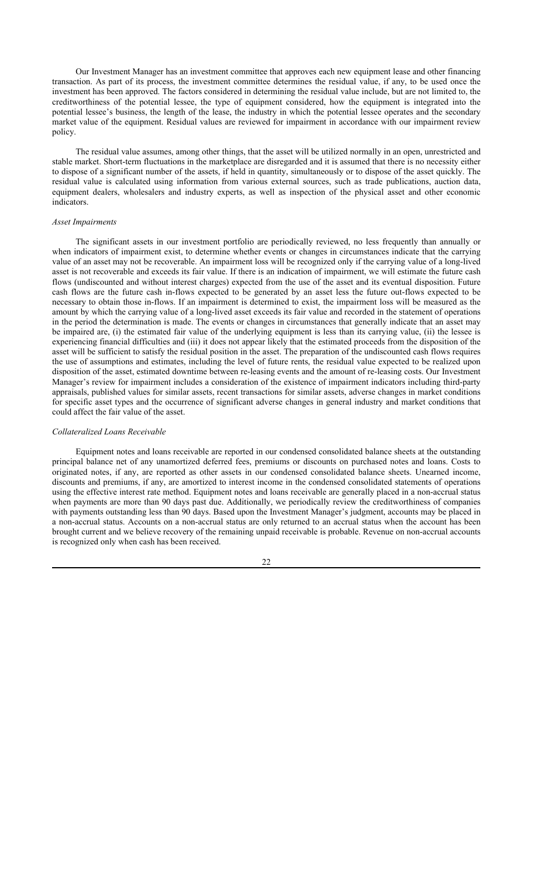Our Investment Manager has an investment committee that approves each new equipment lease and other financing transaction. As part of its process, the investment committee determines the residual value, if any, to be used once the investment has been approved. The factors considered in determining the residual value include, but are not limited to, the creditworthiness of the potential lessee, the type of equipment considered, how the equipment is integrated into the potential lessee's business, the length of the lease, the industry in which the potential lessee operates and the secondary market value of the equipment. Residual values are reviewed for impairment in accordance with our impairment review policy.

The residual value assumes, among other things, that the asset will be utilized normally in an open, unrestricted and stable market. Short-term fluctuations in the marketplace are disregarded and it is assumed that there is no necessity either to dispose of a significant number of the assets, if held in quantity, simultaneously or to dispose of the asset quickly. The residual value is calculated using information from various external sources, such as trade publications, auction data, equipment dealers, wholesalers and industry experts, as well as inspection of the physical asset and other economic indicators.

*Asset Impairments*

The significant assets in our investment portfolio are periodically reviewed, no less frequently than annually or when indicators of impairment exist, to determine whether events or changes in circumstances indicate that the carrying value of an asset may not be recoverable. An impairment loss will be recognized only if the carrying value of a long-lived asset is not recoverable and exceeds its fair value. If there is an indication of impairment, we will estimate the future cash flows (undiscounted and without interest charges) expected from the use of the asset and its eventual disposition. Future cash flows are the future cash in-flows expected to be generated by an asset less the future out-flows expected to be necessary to obtain those in-flows. If an impairment is determined to exist, the impairment loss will be measured as the amount by which the carrying value of a long-lived asset exceeds its fair value and recorded in the statement of operations in the period the determination is made. The events or changes in circumstances that generally indicate that an asset may be impaired are, (i) the estimated fair value of the underlying equipment is less than its carrying value, (ii) the lessee is experiencing financial difficulties and (iii) it does not appear likely that the estimated proceeds from the disposition of the asset will be sufficient to satisfy the residual position in the asset. The preparation of the undiscounted cash flows requires the use of assumptions and estimates, including the level of future rents, the residual value expected to be realized upon disposition of the asset, estimated downtime between re-leasing events and the amount of re-leasing costs. Our Investment Manager's review for impairment includes a consideration of the existence of impairment indicators including third-party appraisals, published values for similar assets, recent transactions for similar assets, adverse changes in market conditions for specific asset types and the occurrence of significant adverse changes in general industry and market conditions that could affect the fair value of the asset.

*Collateralized Loans Receivable*

Equipment notes and loans receivable are reported in our condensed consolidated balance sheets at the outstanding principal balance net of any unamortized deferred fees, premiums or discounts on purchased notes and loans. Costs to originated notes, if any, are reported as other assets in our condensed consolidated balance sheets. Unearned income, discounts and premiums, if any, are amortized to interest income in the condensed consolidated statements of operations using the effective interest rate method. Equipment notes and loans receivable are generally placed in a non-accrual status when payments are more than 90 days past due. Additionally, we periodically review the creditworthiness of companies with payments outstanding less than 90 days. Based upon the Investment Manager's judgment, accounts may be placed in a non-accrual status. Accounts on a non-accrual status are only returned to an accrual status when the account has been brought current and we believe recovery of the remaining unpaid receivable is probable. Revenue on non-accrual accounts is recognized only when cash has been received.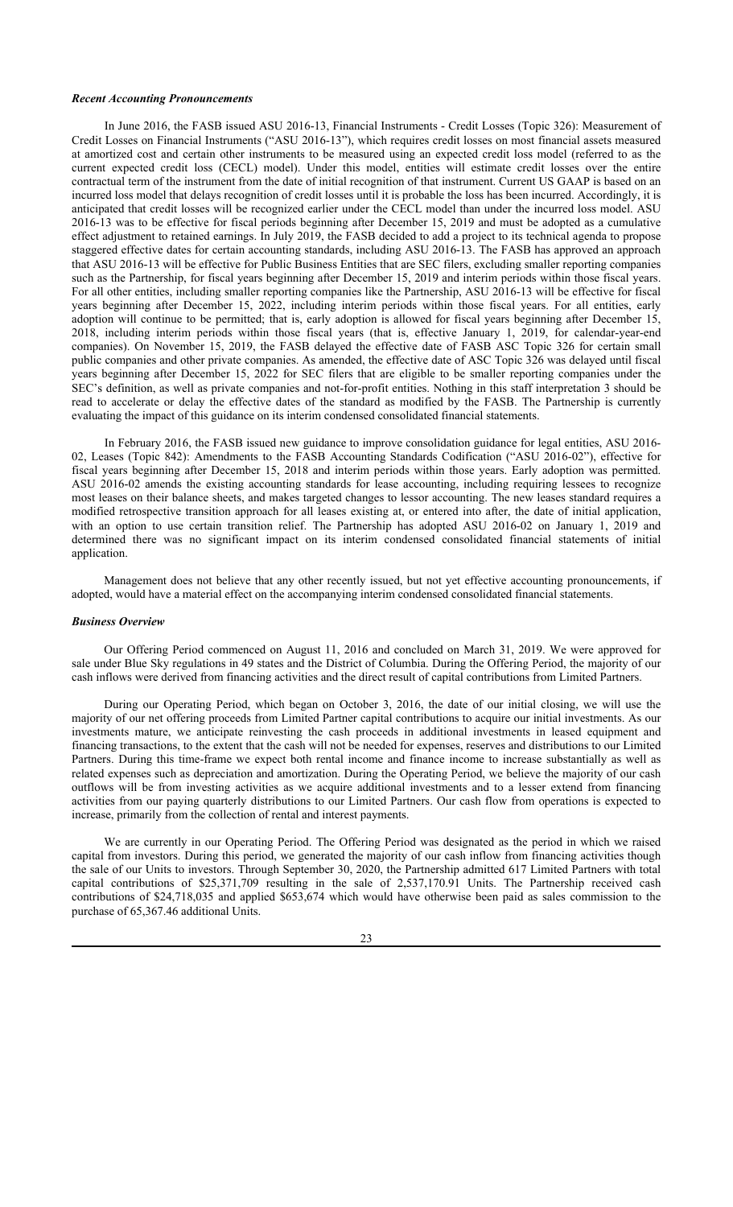### *Recent Accounting Pronouncements*

In June 2016, the FASB issued ASU 2016-13, Financial Instruments - Credit Losses (Topic 326): Measurement of Credit Losses on Financial Instruments ("ASU 2016-13"), which requires credit losses on most financial assets measured at amortized cost and certain other instruments to be measured using an expected credit loss model (referred to as the current expected credit loss (CECL) model). Under this model, entities will estimate credit losses over the entire contractual term of the instrument from the date of initial recognition of that instrument. Current US GAAP is based on an incurred loss model that delays recognition of credit losses until it is probable the loss has been incurred. Accordingly, it is anticipated that credit losses will be recognized earlier under the CECL model than under the incurred loss model. ASU 2016-13 was to be effective for fiscal periods beginning after December 15, 2019 and must be adopted as a cumulative effect adjustment to retained earnings. In July 2019, the FASB decided to add a project to its technical agenda to propose staggered effective dates for certain accounting standards, including ASU 2016-13. The FASB has approved an approach that ASU 2016-13 will be effective for Public Business Entities that are SEC filers, excluding smaller reporting companies such as the Partnership, for fiscal years beginning after December 15, 2019 and interim periods within those fiscal years. For all other entities, including smaller reporting companies like the Partnership, ASU 2016-13 will be effective for fiscal years beginning after December 15, 2022, including interim periods within those fiscal years. For all entities, early adoption will continue to be permitted; that is, early adoption is allowed for fiscal years beginning after December 15, 2018, including interim periods within those fiscal years (that is, effective January 1, 2019, for calendar-year-end companies). On November 15, 2019, the FASB delayed the effective date of FASB ASC Topic 326 for certain small public companies and other private companies. As amended, the effective date of ASC Topic 326 was delayed until fiscal years beginning after December 15, 2022 for SEC filers that are eligible to be smaller reporting companies under the SEC's definition, as well as private companies and not-for-profit entities. Nothing in this staff interpretation 3 should be read to accelerate or delay the effective dates of the standard as modified by the FASB. The Partnership is currently evaluating the impact of this guidance on its interim condensed consolidated financial statements.

In February 2016, the FASB issued new guidance to improve consolidation guidance for legal entities, ASU 2016-02, Leases (Topic 842): Amendments to the FASB Accounting Standards Codification ("ASU 2016-02"), effective for fiscal years beginning after December 15, 2018 and interim periods within those years. Early adoption was permitted. ASU 2016-02 amends the existing accounting standards for lease accounting, including requiring lessees to recognize most leases on their balance sheets, and makes targeted changes to lessor accounting. The new leases standard requires a modified retrospective transition approach for all leases existing at, or entered into after, the date of initial application, with an option to use certain transition relief. The Partnership has adopted ASU 2016-02 on January 1, 2019 and determined there was no significant impact on its interim condensed consolidated financial statements of initial application.

Management does not believe that any other recently issued, but not yet effective accounting pronouncements, if adopted, would have a material effect on the accompanying interim condensed consolidated financial statements.

### *Business Overview*

Our Offering Period commenced on August 11, 2016 and concluded on March 31, 2019. We were approved for sale under Blue Sky regulations in 49 states and the District of Columbia. During the Offering Period, the majority of our cash inflows were derived from financing activities and the direct result of capital contributions from Limited Partners.

During our Operating Period, which began on October 3, 2016, the date of our initial closing, we will use the majority of our net offering proceeds from Limited Partner capital contributions to acquire our initial investments. As our investments mature, we anticipate reinvesting the cash proceeds in additional investments in leased equipment and financing transactions, to the extent that the cash will not be needed for expenses, reserves and distributions to our Limited Partners. During this time-frame we expect both rental income and finance income to increase substantially as well as related expenses such as depreciation and amortization. During the Operating Period, we believe the majority of our cash outflows will be from investing activities as we acquire additional investments and to a lesser extend from financing activities from our paying quarterly distributions to our Limited Partners. Our cash flow from operations is expected to increase, primarily from the collection of rental and interest payments.

We are currently in our Operating Period. The Offering Period was designated as the period in which we raised capital from investors. During this period, we generated the majority of our cash inflow from financing activities though the sale of our Units to investors. Through September 30, 2020, the Partnership admitted 617 Limited Partners with total capital contributions of $25,371,709 resulting in the sale of 2,537,170.91 Units. The Partnership received cash contributions of $24,718,035 and applied $653,674 which would have otherwise been paid as sales commission to the purchase of 65,367.46 additional Units.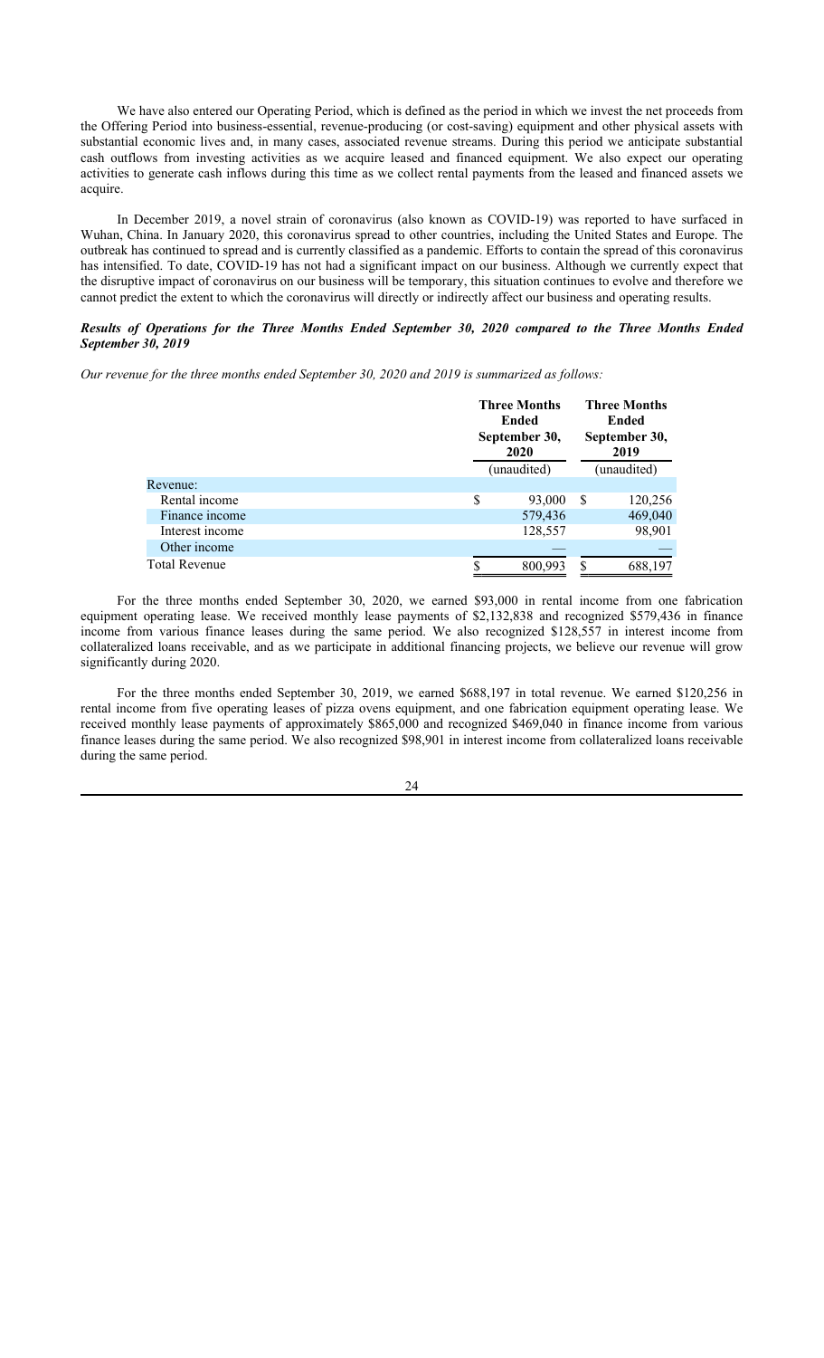We have also entered our Operating Period, which is defined as the period in which we invest the net proceeds from the Offering Period into business-essential, revenue-producing (or cost-saving) equipment and other physical assets with substantial economic lives and, in many cases, associated revenue streams. During this period we anticipate substantial cash outflows from investing activities as we acquire leased and financed equipment. We also expect our operating activities to generate cash inflows during this time as we collect rental payments from the leased and financed assets we acquire.

In December 2019, a novel strain of coronavirus (also known as COVID-19) was reported to have surfaced in Wuhan, China. In January 2020, this coronavirus spread to other countries, including the United States and Europe. The outbreak has continued to spread and is currently classified as a pandemic. Efforts to contain the spread of this coronavirus has intensified. To date, COVID-19 has not had a significant impact on our business. Although we currently expect that the disruptive impact of coronavirus on our business will be temporary, this situation continues to evolve and therefore we cannot predict the extent to which the coronavirus will directly or indirectly affect our business and operating results.

***Results of Operations for the Three Months Ended September 30, 2020 compared to the Three Months Ended September 30, 2019***

*Our revenue for the three months ended September 30, 2020 and 2019 is summarized as follows:*

| | Three Months Ended September 30, 2020 | Three Months Ended September 30, 2019 |
|---|---|---|
| | (unaudited) | (unaudited) |
| Revenue: | | |
| Rental income | $ 93,000 | $ 120,256 |
| Finance income | 579,436 | 469,040 |
| Interest income | 128,557 | 98,901 |
| Other income | — | — |
| Total Revenue | $ 800,993 | $ 688,197 |

For the three months ended September 30, 2020, we earned $93,000 in rental income from one fabrication equipment operating lease. We received monthly lease payments of $2,132,838 and recognized $579,436 in finance income from various finance leases during the same period. We also recognized $128,557 in interest income from collateralized loans receivable, and as we participate in additional financing projects, we believe our revenue will grow significantly during 2020.

For the three months ended September 30, 2019, we earned $688,197 in total revenue. We earned $120,256 in rental income from five operating leases of pizza ovens equipment, and one fabrication equipment operating lease. We received monthly lease payments of approximately $865,000 and recognized $469,040 in finance income from various finance leases during the same period. We also recognized $98,901 in interest income from collateralized loans receivable during the same period.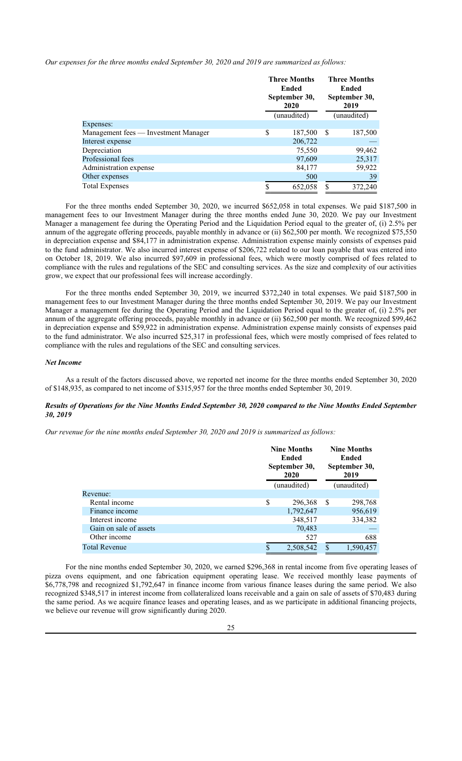*Our expenses for the three months ended September 30, 2020 and 2019 are summarized as follows:*

| | Three Months Ended September 30, 2020 | Three Months Ended September 30, 2019 |
|---|---|---|
| | (unaudited) | (unaudited) |
| Expenses: | | |
| Management fees — Investment Manager | $ 187,500 | $ 187,500 |
| Interest expense | 206,722 | — |
| Depreciation | 75,550 | 99,462 |
| Professional fees | 97,609 | 25,317 |
| Administration expense | 84,177 | 59,922 |
| Other expenses | 500 | 39 |
| Total Expenses | $ 652,058 | $ 372,240 |

For the three months ended September 30, 2020, we incurred $652,058 in total expenses. We paid $187,500 in management fees to our Investment Manager during the three months ended June 30, 2020. We pay our Investment Manager a management fee during the Operating Period and the Liquidation Period equal to the greater of, (i) 2.5% per annum of the aggregate offering proceeds, payable monthly in advance or (ii) $62,500 per month. We recognized $75,550 in depreciation expense and $84,177 in administration expense. Administration expense mainly consists of expenses paid to the fund administrator. We also incurred interest expense of $206,722 related to our loan payable that was entered into on October 18, 2019. We also incurred $97,609 in professional fees, which were mostly comprised of fees related to compliance with the rules and regulations of the SEC and consulting services. As the size and complexity of our activities grow, we expect that our professional fees will increase accordingly.

For the three months ended September 30, 2019, we incurred $372,240 in total expenses. We paid $187,500 in management fees to our Investment Manager during the three months ended September 30, 2019. We pay our Investment Manager a management fee during the Operating Period and the Liquidation Period equal to the greater of, (i) 2.5% per annum of the aggregate offering proceeds, payable monthly in advance or (ii) $62,500 per month. We recognized $99,462 in depreciation expense and $59,922 in administration expense. Administration expense mainly consists of expenses paid to the fund administrator. We also incurred $25,317 in professional fees, which were mostly comprised of fees related to compliance with the rules and regulations of the SEC and consulting services.

***Net Income***

As a result of the factors discussed above, we reported net income for the three months ended September 30, 2020 of $148,935, as compared to net income of $315,957 for the three months ended September 30, 2019.

***Results of Operations for the Nine Months Ended September 30, 2020 compared to the Nine Months Ended September 30, 2019***

*Our revenue for the nine months ended September 30, 2020 and 2019 is summarized as follows:*

| | Nine Months Ended September 30, 2020 | Nine Months Ended September 30, 2019 |
|---|---|---|
| | (unaudited) | (unaudited) |
| Revenue: | | |
| Rental income | $ 296,368 | $ 298,768 |
| Finance income | 1,792,647 | 956,619 |
| Interest income | 348,517 | 334,382 |
| Gain on sale of assets | 70,483 | — |
| Other income | 527 | 688 |
| Total Revenue | $ 2,508,542 | $ 1,590,457 |

For the nine months ended September 30, 2020, we earned $296,368 in rental income from five operating leases of pizza ovens equipment, and one fabrication equipment operating lease. We received monthly lease payments of $6,778,798 and recognized $1,792,647 in finance income from various finance leases during the same period. We also recognized $348,517 in interest income from collateralized loans receivable and a gain on sale of assets of $70,483 during the same period. As we acquire finance leases and operating leases, and as we participate in additional financing projects, we believe our revenue will grow significantly during 2020.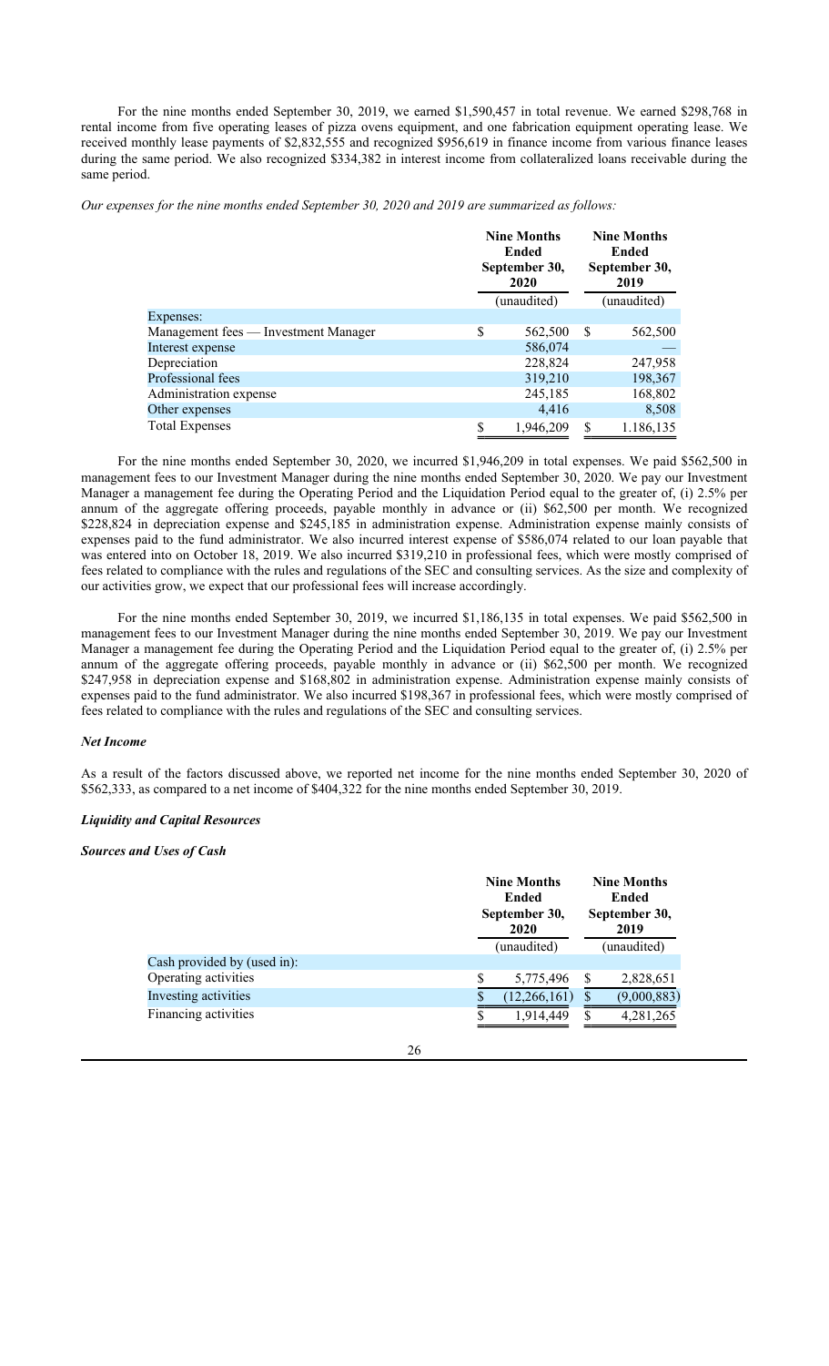For the nine months ended September 30, 2019, we earned $1,590,457 in total revenue. We earned $298,768 in rental income from five operating leases of pizza ovens equipment, and one fabrication equipment operating lease. We received monthly lease payments of $2,832,555 and recognized $956,619 in finance income from various finance leases during the same period. We also recognized $334,382 in interest income from collateralized loans receivable during the same period.

*Our expenses for the nine months ended September 30, 2020 and 2019 are summarized as follows:*

| | Nine Months Ended September 30, 2020 | Nine Months Ended September 30, 2019 |
|---|---|---|
| | (unaudited) | (unaudited) |
| Expenses: | | |
| Management fees — Investment Manager | $ 562,500 | $ 562,500 |
| Interest expense | 586,074 | — |
| Depreciation | 228,824 | 247,958 |
| Professional fees | 319,210 | 198,367 |
| Administration expense | 245,185 | 168,802 |
| Other expenses | 4,416 | 8,508 |
| Total Expenses | $ 1,946,209 | $ 1,186,135 |

For the nine months ended September 30, 2020, we incurred $1,946,209 in total expenses. We paid $562,500 in management fees to our Investment Manager during the nine months ended September 30, 2020. We pay our Investment Manager a management fee during the Operating Period and the Liquidation Period equal to the greater of, (i) 2.5% per annum of the aggregate offering proceeds, payable monthly in advance or (ii) $62,500 per month. We recognized $228,824 in depreciation expense and $245,185 in administration expense. Administration expense mainly consists of expenses paid to the fund administrator. We also incurred interest expense of $586,074 related to our loan payable that was entered into on October 18, 2019. We also incurred $319,210 in professional fees, which were mostly comprised of fees related to compliance with the rules and regulations of the SEC and consulting services. As the size and complexity of our activities grow, we expect that our professional fees will increase accordingly.

For the nine months ended September 30, 2019, we incurred $1,186,135 in total expenses. We paid $562,500 in management fees to our Investment Manager during the nine months ended September 30, 2019. We pay our Investment Manager a management fee during the Operating Period and the Liquidation Period equal to the greater of, (i) 2.5% per annum of the aggregate offering proceeds, payable monthly in advance or (ii) $62,500 per month. We recognized $247,958 in depreciation expense and $168,802 in administration expense. Administration expense mainly consists of expenses paid to the fund administrator. We also incurred $198,367 in professional fees, which were mostly comprised of fees related to compliance with the rules and regulations of the SEC and consulting services.

***Net Income***

As a result of the factors discussed above, we reported net income for the nine months ended September 30, 2020 of $562,333, as compared to a net income of $404,322 for the nine months ended September 30, 2019.

***Liquidity and Capital Resources***

***Sources and Uses of Cash***

| | Nine Months Ended September 30, 2020 | Nine Months Ended September 30, 2019 |
|---|---|---|
| | (unaudited) | (unaudited) |
| Cash provided by (used in): | | |
| Operating activities | $ 5,775,496 | $ 2,828,651 |
| Investing activities | $ (12,266,161) | $ (9,000,883) |
| Financing activities | $ 1,914,449 | $ 4,281,265 |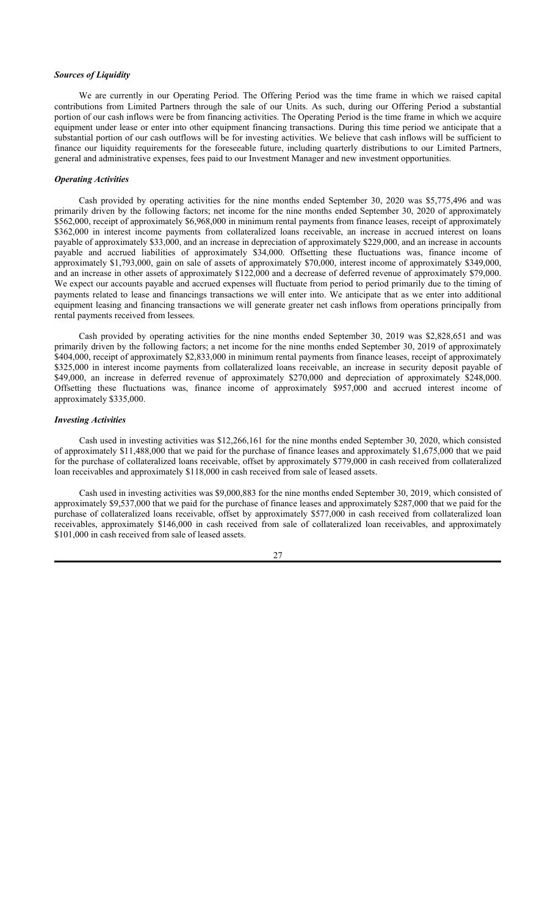### *Sources of Liquidity*

We are currently in our Operating Period. The Offering Period was the time frame in which we raised capital contributions from Limited Partners through the sale of our Units. As such, during our Offering Period a substantial portion of our cash inflows were be from financing activities. The Operating Period is the time frame in which we acquire equipment under lease or enter into other equipment financing transactions. During this time period we anticipate that a substantial portion of our cash outflows will be for investing activities. We believe that cash inflows will be sufficient to finance our liquidity requirements for the foreseeable future, including quarterly distributions to our Limited Partners, general and administrative expenses, fees paid to our Investment Manager and new investment opportunities.

### *Operating Activities*

Cash provided by operating activities for the nine months ended September 30, 2020 was $5,775,496 and was primarily driven by the following factors; net income for the nine months ended September 30, 2020 of approximately $562,000, receipt of approximately $6,968,000 in minimum rental payments from finance leases, receipt of approximately $362,000 in interest income payments from collateralized loans receivable, an increase in accrued interest on loans payable of approximately $33,000, and an increase in depreciation of approximately $229,000, and an increase in accounts payable and accrued liabilities of approximately $34,000. Offsetting these fluctuations was, finance income of approximately $1,793,000, gain on sale of assets of approximately $70,000, interest income of approximately $349,000, and an increase in other assets of approximately $122,000 and a decrease of deferred revenue of approximately $79,000. We expect our accounts payable and accrued expenses will fluctuate from period to period primarily due to the timing of payments related to lease and financings transactions we will enter into. We anticipate that as we enter into additional equipment leasing and financing transactions we will generate greater net cash inflows from operations principally from rental payments received from lessees.

Cash provided by operating activities for the nine months ended September 30, 2019 was $2,828,651 and was primarily driven by the following factors; a net income for the nine months ended September 30, 2019 of approximately $404,000, receipt of approximately $2,833,000 in minimum rental payments from finance leases, receipt of approximately $325,000 in interest income payments from collateralized loans receivable, an increase in security deposit payable of $49,000, an increase in deferred revenue of approximately $270,000 and depreciation of approximately $248,000. Offsetting these fluctuations was, finance income of approximately $957,000 and accrued interest income of approximately $335,000.

### *Investing Activities*

Cash used in investing activities was $12,266,161 for the nine months ended September 30, 2020, which consisted of approximately $11,488,000 that we paid for the purchase of finance leases and approximately $1,675,000 that we paid for the purchase of collateralized loans receivable, offset by approximately $779,000 in cash received from collateralized loan receivables and approximately $118,000 in cash received from sale of leased assets.

Cash used in investing activities was $9,000,883 for the nine months ended September 30, 2019, which consisted of approximately $9,537,000 that we paid for the purchase of finance leases and approximately $287,000 that we paid for the purchase of collateralized loans receivable, offset by approximately $577,000 in cash received from collateralized loan receivables, approximately $146,000 in cash received from sale of collateralized loan receivables, and approximately $101,000 in cash received from sale of leased assets.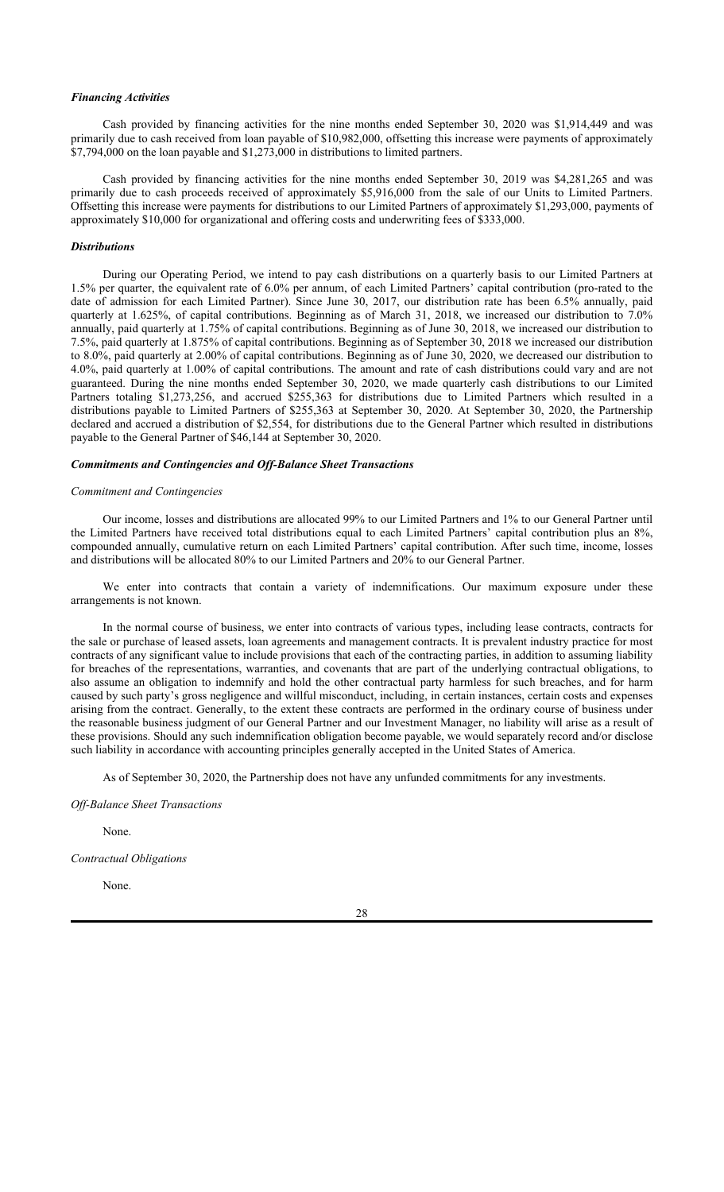***Financing Activities***

Cash provided by financing activities for the nine months ended September 30, 2020 was $1,914,449 and was primarily due to cash received from loan payable of $10,982,000, offsetting this increase were payments of approximately $7,794,000 on the loan payable and $1,273,000 in distributions to limited partners.

Cash provided by financing activities for the nine months ended September 30, 2019 was $4,281,265 and was primarily due to cash proceeds received of approximately $5,916,000 from the sale of our Units to Limited Partners. Offsetting this increase were payments for distributions to our Limited Partners of approximately $1,293,000, payments of approximately $10,000 for organizational and offering costs and underwriting fees of $333,000.

***Distributions***

During our Operating Period, we intend to pay cash distributions on a quarterly basis to our Limited Partners at 1.5% per quarter, the equivalent rate of 6.0% per annum, of each Limited Partners' capital contribution (pro-rated to the date of admission for each Limited Partner). Since June 30, 2017, our distribution rate has been 6.5% annually, paid quarterly at 1.625%, of capital contributions. Beginning as of March 31, 2018, we increased our distribution to 7.0% annually, paid quarterly at 1.75% of capital contributions. Beginning as of June 30, 2018, we increased our distribution to 7.5%, paid quarterly at 1.875% of capital contributions. Beginning as of September 30, 2018 we increased our distribution to 8.0%, paid quarterly at 2.00% of capital contributions. Beginning as of June 30, 2020, we decreased our distribution to 4.0%, paid quarterly at 1.00% of capital contributions. The amount and rate of cash distributions could vary and are not guaranteed. During the nine months ended September 30, 2020, we made quarterly cash distributions to our Limited Partners totaling $1,273,256, and accrued $255,363 for distributions due to Limited Partners which resulted in a distributions payable to Limited Partners of $255,363 at September 30, 2020. At September 30, 2020, the Partnership declared and accrued a distribution of $2,554, for distributions due to the General Partner which resulted in distributions payable to the General Partner of $46,144 at September 30, 2020.

***Commitments and Contingencies and Off-Balance Sheet Transactions***

*Commitment and Contingencies*

Our income, losses and distributions are allocated 99% to our Limited Partners and 1% to our General Partner until the Limited Partners have received total distributions equal to each Limited Partners' capital contribution plus an 8%, compounded annually, cumulative return on each Limited Partners' capital contribution. After such time, income, losses and distributions will be allocated 80% to our Limited Partners and 20% to our General Partner.

We enter into contracts that contain a variety of indemnifications. Our maximum exposure under these arrangements is not known.

In the normal course of business, we enter into contracts of various types, including lease contracts, contracts for the sale or purchase of leased assets, loan agreements and management contracts. It is prevalent industry practice for most contracts of any significant value to include provisions that each of the contracting parties, in addition to assuming liability for breaches of the representations, warranties, and covenants that are part of the underlying contractual obligations, to also assume an obligation to indemnify and hold the other contractual party harmless for such breaches, and for harm caused by such party's gross negligence and willful misconduct, including, in certain instances, certain costs and expenses arising from the contract. Generally, to the extent these contracts are performed in the ordinary course of business under the reasonable business judgment of our General Partner and our Investment Manager, no liability will arise as a result of these provisions. Should any such indemnification obligation become payable, we would separately record and/or disclose such liability in accordance with accounting principles generally accepted in the United States of America.

As of September 30, 2020, the Partnership does not have any unfunded commitments for any investments.

*Off-Balance Sheet Transactions*

None.

*Contractual Obligations*

None.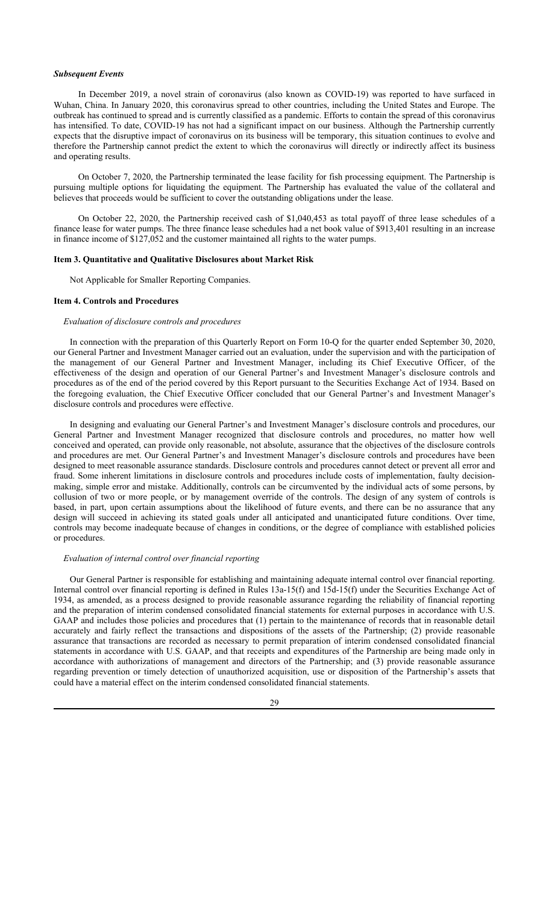***Subsequent Events***

In December 2019, a novel strain of coronavirus (also known as COVID-19) was reported to have surfaced in Wuhan, China. In January 2020, this coronavirus spread to other countries, including the United States and Europe. The outbreak has continued to spread and is currently classified as a pandemic. Efforts to contain the spread of this coronavirus has intensified. To date, COVID-19 has not had a significant impact on our business. Although the Partnership currently expects that the disruptive impact of coronavirus on its business will be temporary, this situation continues to evolve and therefore the Partnership cannot predict the extent to which the coronavirus will directly or indirectly affect its business and operating results.

On October 7, 2020, the Partnership terminated the lease facility for fish processing equipment. The Partnership is pursuing multiple options for liquidating the equipment. The Partnership has evaluated the value of the collateral and believes that proceeds would be sufficient to cover the outstanding obligations under the lease.

On October 22, 2020, the Partnership received cash of $1,040,453 as total payoff of three lease schedules of a finance lease for water pumps. The three finance lease schedules had a net book value of $913,401 resulting in an increase in finance income of $127,052 and the customer maintained all rights to the water pumps.

### Item 3. Quantitative and Qualitative Disclosures about Market Risk

Not Applicable for Smaller Reporting Companies.

### Item 4. Controls and Procedures

*Evaluation of disclosure controls and procedures*

In connection with the preparation of this Quarterly Report on Form 10-Q for the quarter ended September 30, 2020, our General Partner and Investment Manager carried out an evaluation, under the supervision and with the participation of the management of our General Partner and Investment Manager, including its Chief Executive Officer, of the effectiveness of the design and operation of our General Partner's and Investment Manager's disclosure controls and procedures as of the end of the period covered by this Report pursuant to the Securities Exchange Act of 1934. Based on the foregoing evaluation, the Chief Executive Officer concluded that our General Partner's and Investment Manager's disclosure controls and procedures were effective.

In designing and evaluating our General Partner's and Investment Manager's disclosure controls and procedures, our General Partner and Investment Manager recognized that disclosure controls and procedures, no matter how well conceived and operated, can provide only reasonable, not absolute, assurance that the objectives of the disclosure controls and procedures are met. Our General Partner's and Investment Manager's disclosure controls and procedures have been designed to meet reasonable assurance standards. Disclosure controls and procedures cannot detect or prevent all error and fraud. Some inherent limitations in disclosure controls and procedures include costs of implementation, faulty decision-making, simple error and mistake. Additionally, controls can be circumvented by the individual acts of some persons, by collusion of two or more people, or by management override of the controls. The design of any system of controls is based, in part, upon certain assumptions about the likelihood of future events, and there can be no assurance that any design will succeed in achieving its stated goals under all anticipated and unanticipated future conditions. Over time, controls may become inadequate because of changes in conditions, or the degree of compliance with established policies or procedures.

*Evaluation of internal control over financial reporting*

Our General Partner is responsible for establishing and maintaining adequate internal control over financial reporting. Internal control over financial reporting is defined in Rules 13a-15(f) and 15d-15(f) under the Securities Exchange Act of 1934, as amended, as a process designed to provide reasonable assurance regarding the reliability of financial reporting and the preparation of interim condensed consolidated financial statements for external purposes in accordance with U.S. GAAP and includes those policies and procedures that (1) pertain to the maintenance of records that in reasonable detail accurately and fairly reflect the transactions and dispositions of the assets of the Partnership; (2) provide reasonable assurance that transactions are recorded as necessary to permit preparation of interim condensed consolidated financial statements in accordance with U.S. GAAP, and that receipts and expenditures of the Partnership are being made only in accordance with authorizations of management and directors of the Partnership; and (3) provide reasonable assurance regarding prevention or timely detection of unauthorized acquisition, use or disposition of the Partnership's assets that could have a material effect on the interim condensed consolidated financial statements.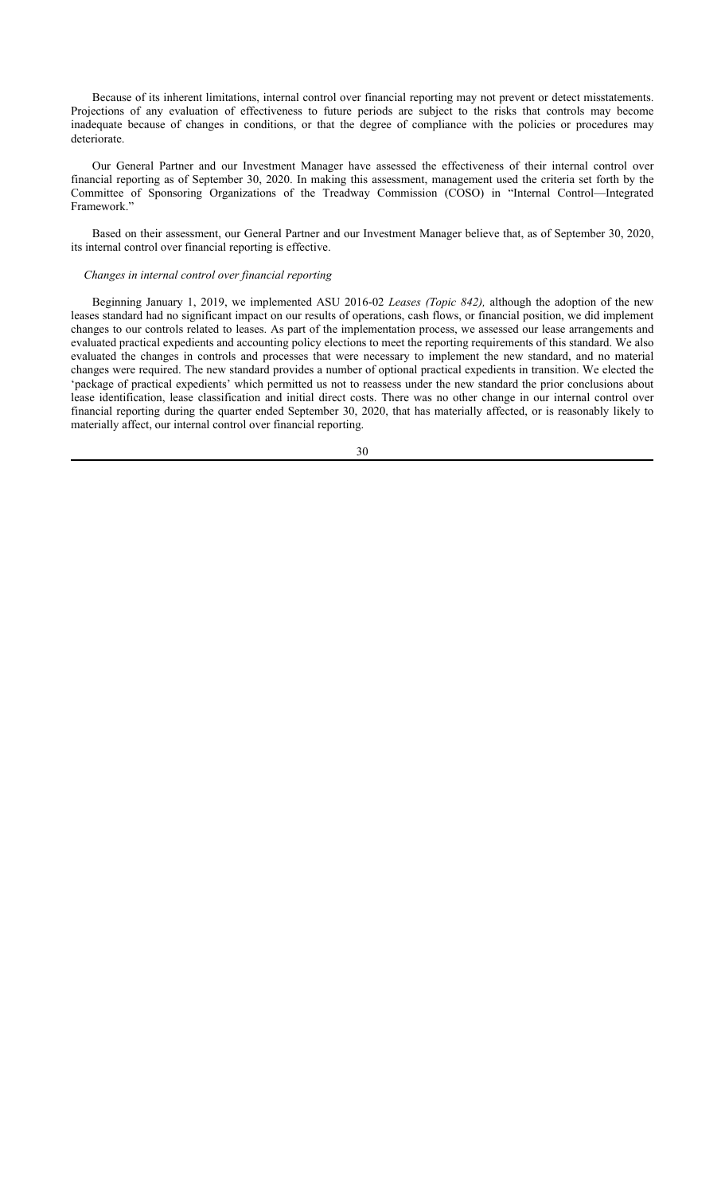Because of its inherent limitations, internal control over financial reporting may not prevent or detect misstatements. Projections of any evaluation of effectiveness to future periods are subject to the risks that controls may become inadequate because of changes in conditions, or that the degree of compliance with the policies or procedures may deteriorate.

Our General Partner and our Investment Manager have assessed the effectiveness of their internal control over financial reporting as of September 30, 2020. In making this assessment, management used the criteria set forth by the Committee of Sponsoring Organizations of the Treadway Commission (COSO) in "Internal Control—Integrated Framework."

Based on their assessment, our General Partner and our Investment Manager believe that, as of September 30, 2020, its internal control over financial reporting is effective.

*Changes in internal control over financial reporting*

Beginning January 1, 2019, we implemented ASU 2016-02 *Leases (Topic 842),* although the adoption of the new leases standard had no significant impact on our results of operations, cash flows, or financial position, we did implement changes to our controls related to leases. As part of the implementation process, we assessed our lease arrangements and evaluated practical expedients and accounting policy elections to meet the reporting requirements of this standard. We also evaluated the changes in controls and processes that were necessary to implement the new standard, and no material changes were required. The new standard provides a number of optional practical expedients in transition. We elected the 'package of practical expedients' which permitted us not to reassess under the new standard the prior conclusions about lease identification, lease classification and initial direct costs. There was no other change in our internal control over financial reporting during the quarter ended September 30, 2020, that has materially affected, or is reasonably likely to materially affect, our internal control over financial reporting.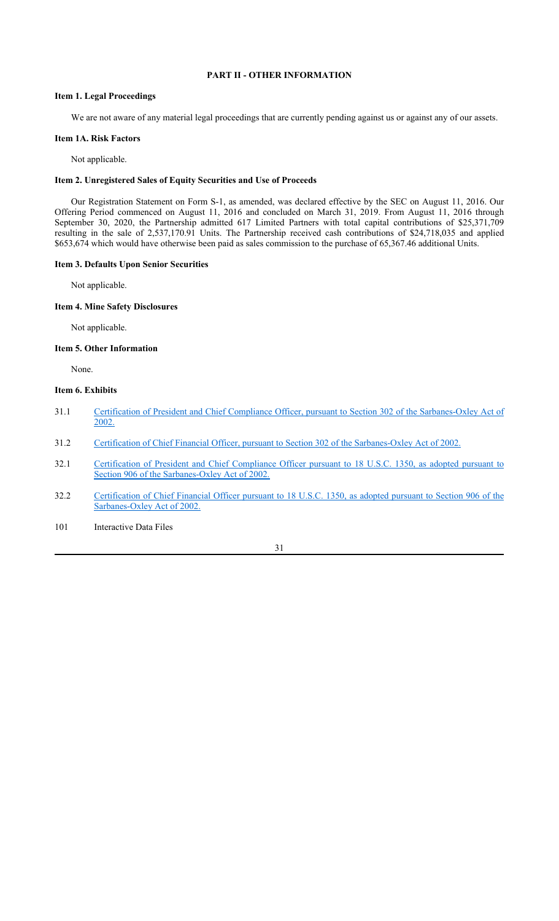## PART II - OTHER INFORMATION

### Item 1. Legal Proceedings

We are not aware of any material legal proceedings that are currently pending against us or against any of our assets.

### Item 1A. Risk Factors

Not applicable.

### Item 2. Unregistered Sales of Equity Securities and Use of Proceeds

Our Registration Statement on Form S-1, as amended, was declared effective by the SEC on August 11, 2016. Our Offering Period commenced on August 11, 2016 and concluded on March 31, 2019. From August 11, 2016 through September 30, 2020, the Partnership admitted 617 Limited Partners with total capital contributions of $25,371,709 resulting in the sale of 2,537,170.91 Units. The Partnership received cash contributions of $24,718,035 and applied $653,674 which would have otherwise been paid as sales commission to the purchase of 65,367.46 additional Units.

### Item 3. Defaults Upon Senior Securities

Not applicable.

### Item 4. Mine Safety Disclosures

Not applicable.

### Item 5. Other Information

None.

### Item 6. Exhibits

| | |
|---|---|
| 31.1 | Certification of President and Chief Compliance Officer, pursuant to Section 302 of the Sarbanes-Oxley Act of 2002. |
| 31.2 | Certification of Chief Financial Officer, pursuant to Section 302 of the Sarbanes-Oxley Act of 2002. |
| 32.1 | Certification of President and Chief Compliance Officer pursuant to 18 U.S.C. 1350, as adopted pursuant to Section 906 of the Sarbanes-Oxley Act of 2002. |
| 32.2 | Certification of Chief Financial Officer pursuant to 18 U.S.C. 1350, as adopted pursuant to Section 906 of the Sarbanes-Oxley Act of 2002. |
| 101 | Interactive Data Files |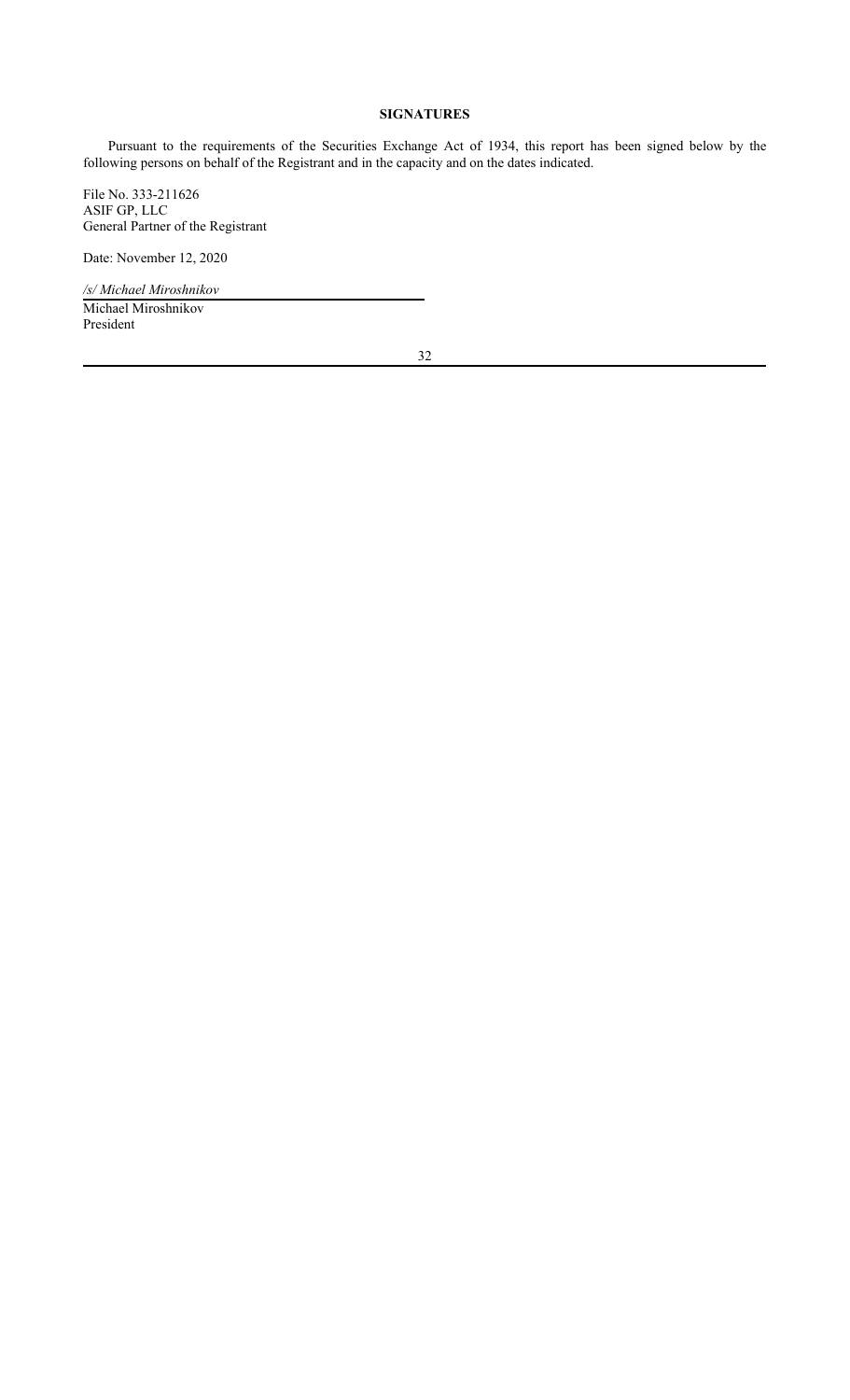**SIGNATURES**

Pursuant to the requirements of the Securities Exchange Act of 1934, this report has been signed below by the following persons on behalf of the Registrant and in the capacity and on the dates indicated.

File No. 333-211626
ASIF GP, LLC
General Partner of the Registrant

Date: November 12, 2020

*/s/ Michael Miroshnikov*

Michael Miroshnikov
President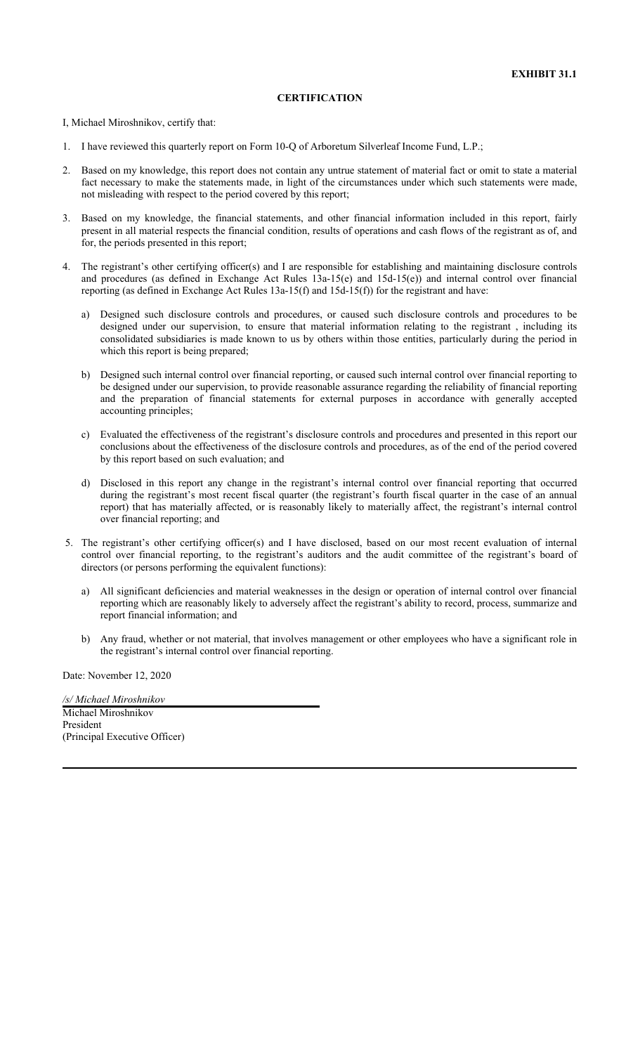**EXHIBIT 31.1**

**CERTIFICATION**

I, Michael Miroshnikov, certify that:

1. I have reviewed this quarterly report on Form 10-Q of Arboretum Silverleaf Income Fund, L.P.;

2. Based on my knowledge, this report does not contain any untrue statement of material fact or omit to state a material fact necessary to make the statements made, in light of the circumstances under which such statements were made, not misleading with respect to the period covered by this report;

3. Based on my knowledge, the financial statements, and other financial information included in this report, fairly present in all material respects the financial condition, results of operations and cash flows of the registrant as of, and for, the periods presented in this report;

4. The registrant's other certifying officer(s) and I are responsible for establishing and maintaining disclosure controls and procedures (as defined in Exchange Act Rules 13a-15(e) and 15d-15(e)) and internal control over financial reporting (as defined in Exchange Act Rules 13a-15(f) and 15d-15(f)) for the registrant and have:

   a) Designed such disclosure controls and procedures, or caused such disclosure controls and procedures to be designed under our supervision, to ensure that material information relating to the registrant , including its consolidated subsidiaries is made known to us by others within those entities, particularly during the period in which this report is being prepared;

   b) Designed such internal control over financial reporting, or caused such internal control over financial reporting to be designed under our supervision, to provide reasonable assurance regarding the reliability of financial reporting and the preparation of financial statements for external purposes in accordance with generally accepted accounting principles;

   c) Evaluated the effectiveness of the registrant's disclosure controls and procedures and presented in this report our conclusions about the effectiveness of the disclosure controls and procedures, as of the end of the period covered by this report based on such evaluation; and

   d) Disclosed in this report any change in the registrant's internal control over financial reporting that occurred during the registrant's most recent fiscal quarter (the registrant's fourth fiscal quarter in the case of an annual report) that has materially affected, or is reasonably likely to materially affect, the registrant's internal control over financial reporting; and

5. The registrant's other certifying officer(s) and I have disclosed, based on our most recent evaluation of internal control over financial reporting, to the registrant's auditors and the audit committee of the registrant's board of directors (or persons performing the equivalent functions):

   a) All significant deficiencies and material weaknesses in the design or operation of internal control over financial reporting which are reasonably likely to adversely affect the registrant's ability to record, process, summarize and report financial information; and

   b) Any fraud, whether or not material, that involves management or other employees who have a significant role in the registrant's internal control over financial reporting.

Date: November 12, 2020

*/s/ Michael Miroshnikov*
Michael Miroshnikov
President
(Principal Executive Officer)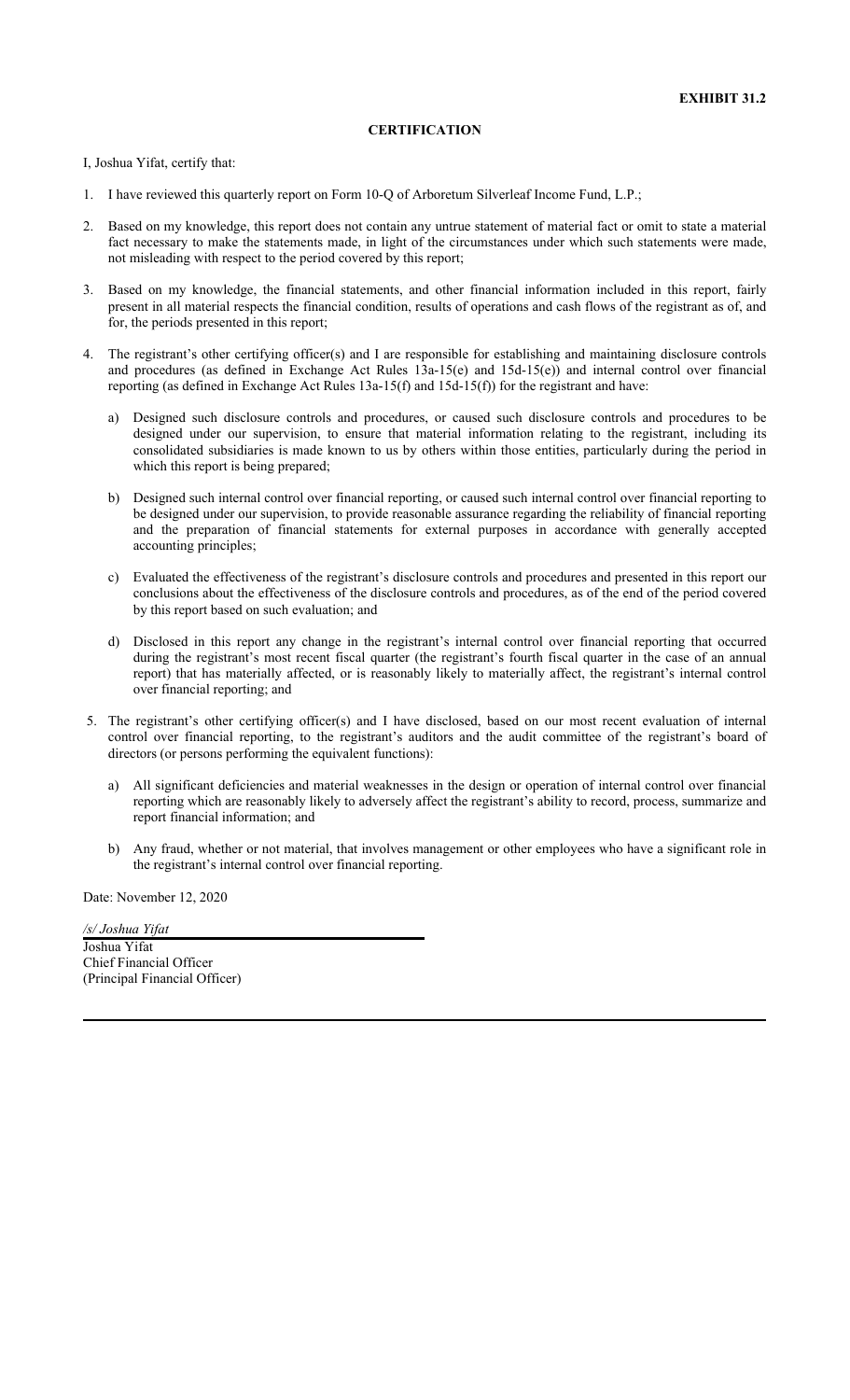**EXHIBIT 31.2**

**CERTIFICATION**

I, Joshua Yifat, certify that:

1. I have reviewed this quarterly report on Form 10-Q of Arboretum Silverleaf Income Fund, L.P.;

2. Based on my knowledge, this report does not contain any untrue statement of material fact or omit to state a material fact necessary to make the statements made, in light of the circumstances under which such statements were made, not misleading with respect to the period covered by this report;

3. Based on my knowledge, the financial statements, and other financial information included in this report, fairly present in all material respects the financial condition, results of operations and cash flows of the registrant as of, and for, the periods presented in this report;

4. The registrant's other certifying officer(s) and I are responsible for establishing and maintaining disclosure controls and procedures (as defined in Exchange Act Rules 13a-15(e) and 15d-15(e)) and internal control over financial reporting (as defined in Exchange Act Rules 13a-15(f) and 15d-15(f)) for the registrant and have:

   a) Designed such disclosure controls and procedures, or caused such disclosure controls and procedures to be designed under our supervision, to ensure that material information relating to the registrant, including its consolidated subsidiaries is made known to us by others within those entities, particularly during the period in which this report is being prepared;

   b) Designed such internal control over financial reporting, or caused such internal control over financial reporting to be designed under our supervision, to provide reasonable assurance regarding the reliability of financial reporting and the preparation of financial statements for external purposes in accordance with generally accepted accounting principles;

   c) Evaluated the effectiveness of the registrant's disclosure controls and procedures and presented in this report our conclusions about the effectiveness of the disclosure controls and procedures, as of the end of the period covered by this report based on such evaluation; and

   d) Disclosed in this report any change in the registrant's internal control over financial reporting that occurred during the registrant's most recent fiscal quarter (the registrant's fourth fiscal quarter in the case of an annual report) that has materially affected, or is reasonably likely to materially affect, the registrant's internal control over financial reporting; and

5. The registrant's other certifying officer(s) and I have disclosed, based on our most recent evaluation of internal control over financial reporting, to the registrant's auditors and the audit committee of the registrant's board of directors (or persons performing the equivalent functions):

   a) All significant deficiencies and material weaknesses in the design or operation of internal control over financial reporting which are reasonably likely to adversely affect the registrant's ability to record, process, summarize and report financial information; and

   b) Any fraud, whether or not material, that involves management or other employees who have a significant role in the registrant's internal control over financial reporting.

Date: November 12, 2020

*/s/ Joshua Yifat*

Joshua Yifat
Chief Financial Officer
(Principal Financial Officer)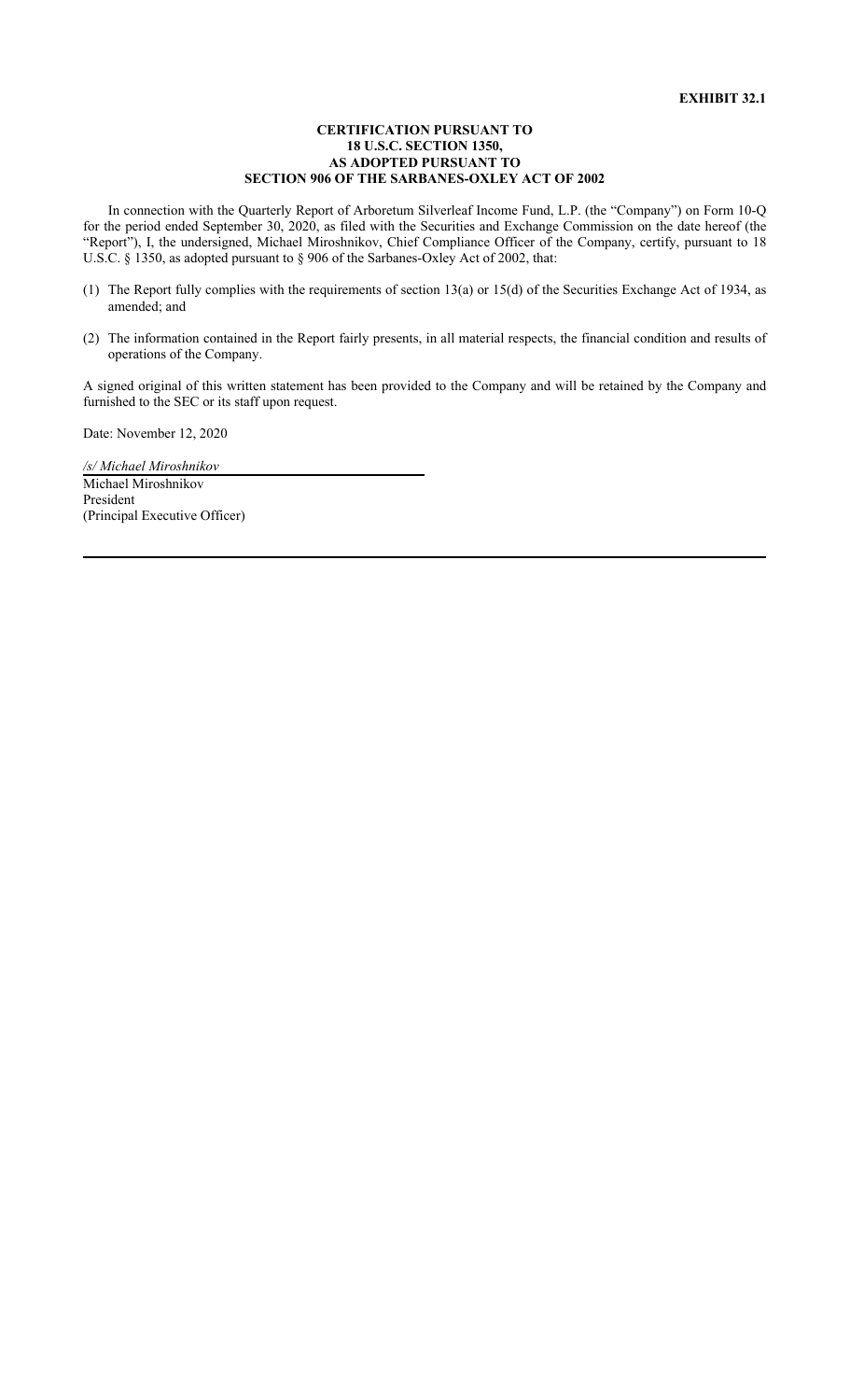**EXHIBIT 32.1**

**CERTIFICATION PURSUANT TO
18 U.S.C. SECTION 1350,
AS ADOPTED PURSUANT TO
SECTION 906 OF THE SARBANES-OXLEY ACT OF 2002**

In connection with the Quarterly Report of Arboretum Silverleaf Income Fund, L.P. (the "Company") on Form 10-Q for the period ended September 30, 2020, as filed with the Securities and Exchange Commission on the date hereof (the "Report"), I, the undersigned, Michael Miroshnikov, Chief Compliance Officer of the Company, certify, pursuant to 18 U.S.C. § 1350, as adopted pursuant to § 906 of the Sarbanes-Oxley Act of 2002, that:

(1) The Report fully complies with the requirements of section 13(a) or 15(d) of the Securities Exchange Act of 1934, as amended; and

(2) The information contained in the Report fairly presents, in all material respects, the financial condition and results of operations of the Company.

A signed original of this written statement has been provided to the Company and will be retained by the Company and furnished to the SEC or its staff upon request.

Date: November 12, 2020

*/s/ Michael Miroshnikov*
Michael Miroshnikov
President
(Principal Executive Officer)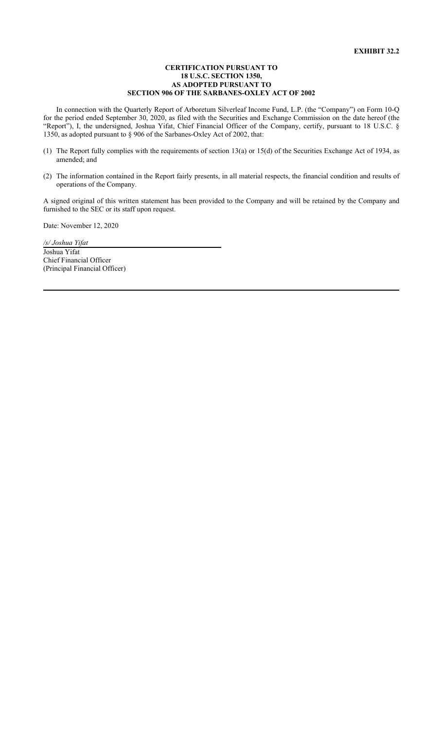**EXHIBIT 32.2**

**CERTIFICATION PURSUANT TO**
**18 U.S.C. SECTION 1350,**
**AS ADOPTED PURSUANT TO**
**SECTION 906 OF THE SARBANES-OXLEY ACT OF 2002**

In connection with the Quarterly Report of Arboretum Silverleaf Income Fund, L.P. (the "Company") on Form 10-Q for the period ended September 30, 2020, as filed with the Securities and Exchange Commission on the date hereof (the "Report"), I, the undersigned, Joshua Yifat, Chief Financial Officer of the Company, certify, pursuant to 18 U.S.C. § 1350, as adopted pursuant to § 906 of the Sarbanes-Oxley Act of 2002, that:

(1) The Report fully complies with the requirements of section 13(a) or 15(d) of the Securities Exchange Act of 1934, as amended; and

(2) The information contained in the Report fairly presents, in all material respects, the financial condition and results of operations of the Company.

A signed original of this written statement has been provided to the Company and will be retained by the Company and furnished to the SEC or its staff upon request.

Date: November 12, 2020

*/s/ Joshua Yifat*
Joshua Yifat
Chief Financial Officer
(Principal Financial Officer)